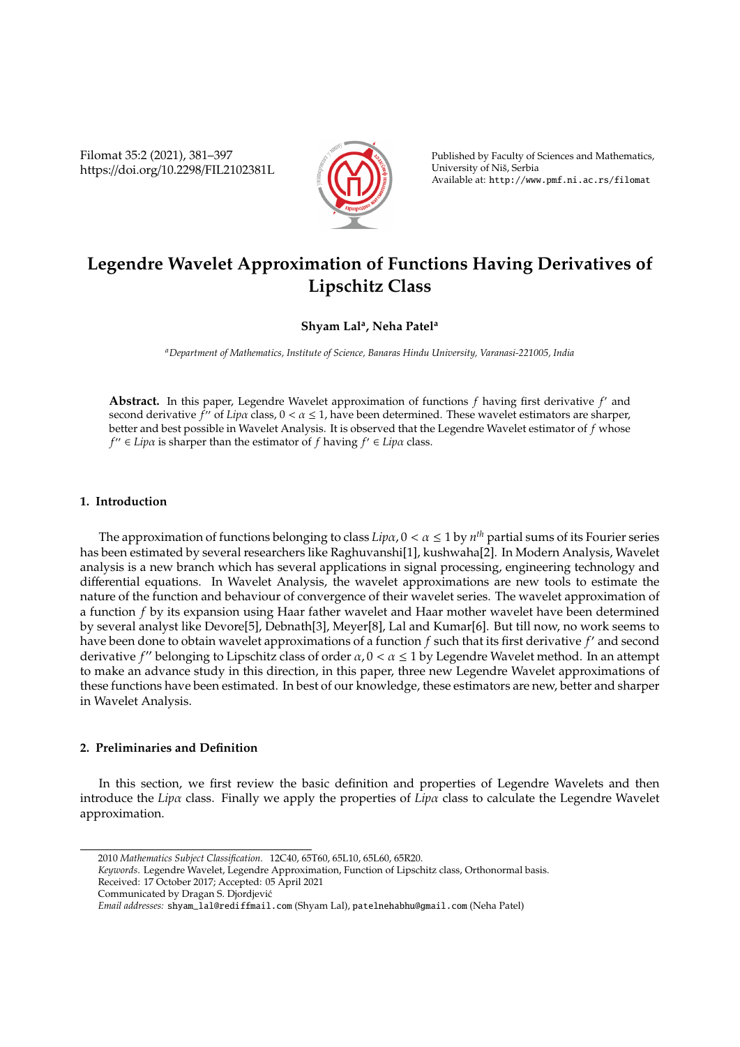# Legendre Wavelet Approximation of Functions Having Derivatives of Lipschitz Class

**Shyam Lal[a], Neha Patel[a]**

[a]*Department of Mathematics, Institute of Science, Banaras Hindu University, Varanasi-221005, India*

**Abstract.** In this paper, Legendre Wavelet approximation of functions $f$ having first derivative $f'$ and second derivative $f''$ of $Lip\alpha$ class, $0 < \alpha \leq 1$, have been determined. These wavelet estimators are sharper, better and best possible in Wavelet Analysis. It is observed that the Legendre Wavelet estimator of $f$ whose $f'' \in Lip\alpha$ is sharper than the estimator of $f$ having $f' \in Lip\alpha$ class.

## 1. Introduction

The approximation of functions belonging to class $Lip\alpha, 0 < \alpha \leq 1$ by $n^{th}$ partial sums of its Fourier series has been estimated by several researchers like Raghuvanshi[1], kushwaha[2]. In Modern Analysis, Wavelet analysis is a new branch which has several applications in signal processing, engineering technology and differential equations. In Wavelet Analysis, the wavelet approximations are new tools to estimate the nature of the function and behaviour of convergence of their wavelet series. The wavelet approximation of a function $f$ by its expansion using Haar father wavelet and Haar mother wavelet have been determined by several analyst like Devore[5], Debnath[3], Meyer[8], Lal and Kumar[6]. But till now, no work seems to have been done to obtain wavelet approximations of a function $f$ such that its first derivative $f'$ and second derivative $f''$ belonging to Lipschitz class of order $\alpha, 0 < \alpha \leq 1$ by Legendre Wavelet method. In an attempt to make an advance study in this direction, in this paper, three new Legendre Wavelet approximations of these functions have been estimated. In best of our knowledge, these estimators are new, better and sharper in Wavelet Analysis.

## 2. Preliminaries and Definition

In this section, we first review the basic definition and properties of Legendre Wavelets and then introduce the $Lip\alpha$ class. Finally we apply the properties of $Lip\alpha$ class to calculate the Legendre Wavelet approximation.

---

2010 *Mathematics Subject Classification*. 12C40, 65T60, 65L10, 65L60, 65R20.

*Keywords*. Legendre Wavelet, Legendre Approximation, Function of Lipschitz class, Orthonormal basis.

Received: 17 October 2017; Accepted: 05 April 2021

Communicated by Dragan S. Djordjević

*Email addresses:* shyam_lal@rediffmail.com (Shyam Lal), patelnehabhu@gmail.com (Neha Patel)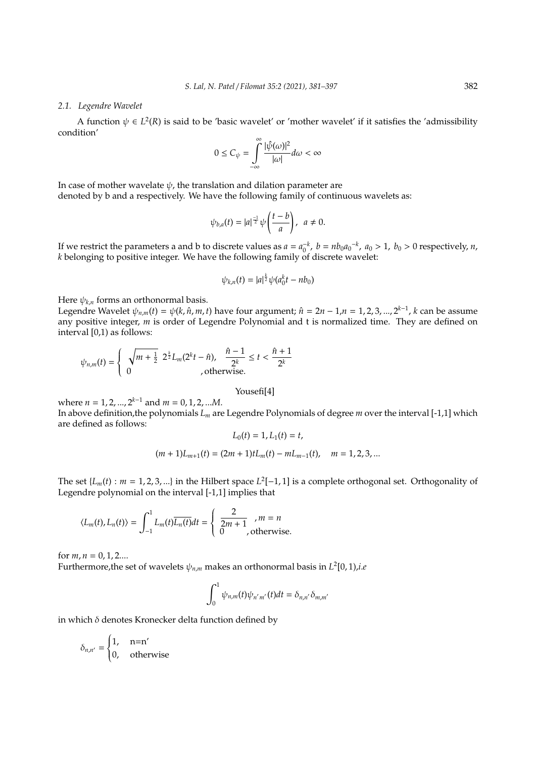### 2.1. Legendre Wavelet

A function $\psi \in L^2(R)$ is said to be 'basic wavelet' or 'mother wavelet' if it satisfies the 'admissibility condition'

$$0 \leq C_\psi = \int_{-\infty}^{\infty} \frac{|\hat{\psi}(\omega)|^2}{|\omega|} d\omega < \infty$$

In case of mother wavelate $\psi$, the translation and dilation parameter are denoted by b and a respectively. We have the following family of continuous wavelets as:

$$\psi_{b,a}(t) = |a|^{\frac{-1}{2}} \psi\left(\frac{t-b}{a}\right), \ \ a \neq 0.$$

If we restrict the parameters a and b to discrete values as $a = a_0^{-k}$, $b = nb_0 a_0{}^{-k}$, $a_0 > 1$, $b_0 > 0$ respectively, $n$, $k$ belonging to positive integer. We have the following family of discrete wavelet:

$$\psi_{k,n}(t) = |a|^{\frac{k}{2}} \psi(a_0^k t - nb_0)$$

Here $\psi_{k,n}$ forms an orthonormal basis.
Legendre Wavelet $\psi_{n,m}(t) = \psi(k, \hat{n}, m, t)$ have four argument; $\hat{n} = 2n-1, n = 1, 2, 3, ..., 2^{k-1}$, $k$ can be assume any positive integer, $m$ is order of Legendre Polynomial and t is normalized time. They are defined on interval [0,1) as follows:

$$\psi_{n,m}(t) = \begin{cases} \sqrt{m + \frac{1}{2}} \ \ 2^{\frac{k}{2}} L_m(2^k t - \hat{n}), & \frac{\hat{n}-1}{2^k} \leq t < \frac{\hat{n}+1}{2^k} \\ 0 & \text{, otherwise.} \end{cases}$$

Yousefi[4]

where $n = 1, 2, ..., 2^{k-1}$ and $m = 0, 1, 2, ...M$.
In above definition,the polynomials $L_m$ are Legendre Polynomials of degree $m$ over the interval [-1,1] which are defined as follows:

$$L_0(t) = 1, L_1(t) = t,$$

$$(m+1)L_{m+1}(t) = (2m+1)tL_m(t) - mL_{m-1}(t), \quad m = 1, 2, 3, ...$$

The set $\{L_m(t) : m = 1, 2, 3, ...\}$ in the Hilbert space $L^2[-1, 1]$ is a complete orthogonal set. Orthogonality of Legendre polynomial on the interval [-1,1] implies that

$$\langle L_m(t), L_n(t) \rangle = \int_{-1}^{1} L_m(t)\overline{L_n(t)} dt = \begin{cases} \frac{2}{2m+1} & , m = n \\ 0 & \text{, otherwise.} \end{cases}$$

for $m, n = 0, 1, 2....$
Furthermore,the set of wavelets $\psi_{n,m}$ makes an orthonormal basis in $L^2[0, 1)$,*i.e*

$$\int_0^1 \psi_{n,m}(t)\psi_{n'm'}(t) dt = \delta_{n,n'}\delta_{m,m'}$$

in which $\delta$ denotes Kronecker delta function defined by

$$\delta_{n,n'} = \begin{cases} 1, & \text{n=n}' \\ 0, & \text{otherwise} \end{cases}$$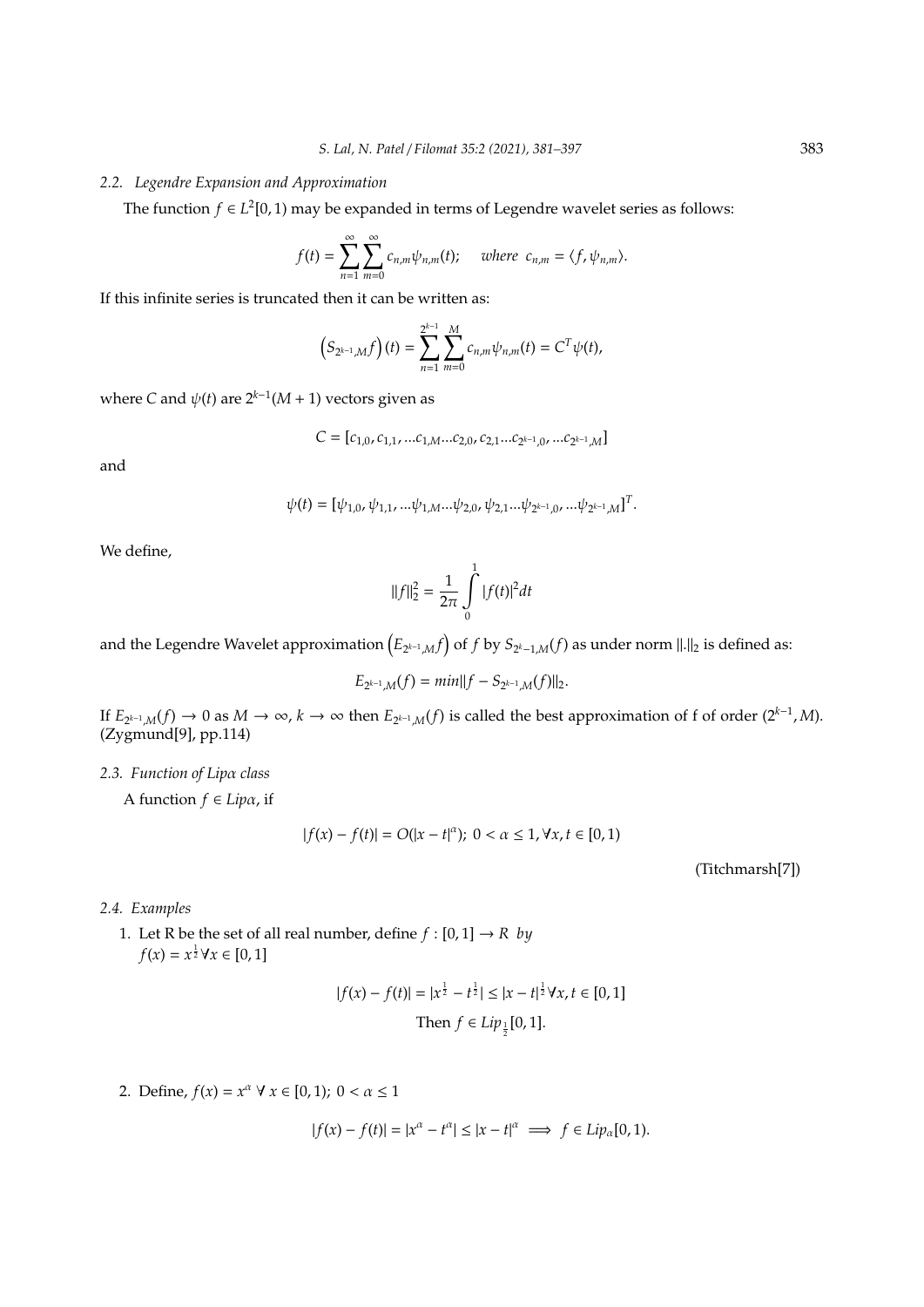### 2.2. Legendre Expansion and Approximation

The function $f \in L^2[0,1)$ may be expanded in terms of Legendre wavelet series as follows:

$$f(t) = \sum_{n=1}^{\infty}\sum_{m=0}^{\infty} c_{n,m}\psi_{n,m}(t); \quad \textit{where } \; c_{n,m} = \langle f, \psi_{n,m}\rangle.$$

If this infinite series is truncated then it can be written as:

$$\left(S_{2^{k-1},M}f\right)(t) = \sum_{n=1}^{2^{k-1}}\sum_{m=0}^{M} c_{n,m}\psi_{n,m}(t) = C^T\psi(t),$$

where $C$ and $\psi(t)$ are $2^{k-1}(M+1)$ vectors given as

$$C = [c_{1,0}, c_{1,1}, ...c_{1,M}...c_{2,0}, c_{2,1}...c_{2^{k-1},0}, ...c_{2^{k-1},M}]$$

and

$$\psi(t) = [\psi_{1,0}, \psi_{1,1}, ...\psi_{1,M}...\psi_{2,0}, \psi_{2,1}...\psi_{2^{k-1},0}, ...\psi_{2^{k-1},M}]^T.$$

We define,

$$\|f\|_2^2 = \frac{1}{2\pi}\int_0^1 |f(t)|^2 dt$$

and the Legendre Wavelet approximation $\left(E_{2^{k-1},M}f\right)$ of $f$ by $S_{2^k-1,M}(f)$ as under norm $\|.\|_2$ is defined as:

$$E_{2^{k-1},M}(f) = min\|f - S_{2^{k-1},M}(f)\|_2.$$

If $E_{2^{k-1},M}(f) \to 0$ as $M \to \infty$, $k \to \infty$ then $E_{2^{k-1},M}(f)$ is called the best approximation of f of order $(2^{k-1}, M)$. (Zygmund[9], pp.114)

### 2.3. Function of Lipα class

A function $f \in Lip\alpha$, if

$$|f(x) - f(t)| = O(|x-t|^{\alpha}); \; 0 < \alpha \leq 1, \forall x, t \in [0,1)$$

(Titchmarsh[7])

### 2.4. Examples

1. Let R be the set of all real number, define $f : [0,1] \to R \;\; by$ $f(x) = x^{\frac{1}{2}} \forall x \in [0,1]$

$$|f(x) - f(t)| = |x^{\frac{1}{2}} - t^{\frac{1}{2}}| \leq |x-t|^{\frac{1}{2}} \forall x, t \in [0,1]$$

$$\text{Then } f \in Lip_{\frac{1}{2}}[0,1].$$

2. Define, $f(x) = x^{\alpha} \; \forall \; x \in [0,1); \; 0 < \alpha \leq 1$

$$|f(x) - f(t)| = |x^{\alpha} - t^{\alpha}| \leq |x-t|^{\alpha} \implies f \in Lip_{\alpha}[0,1).$$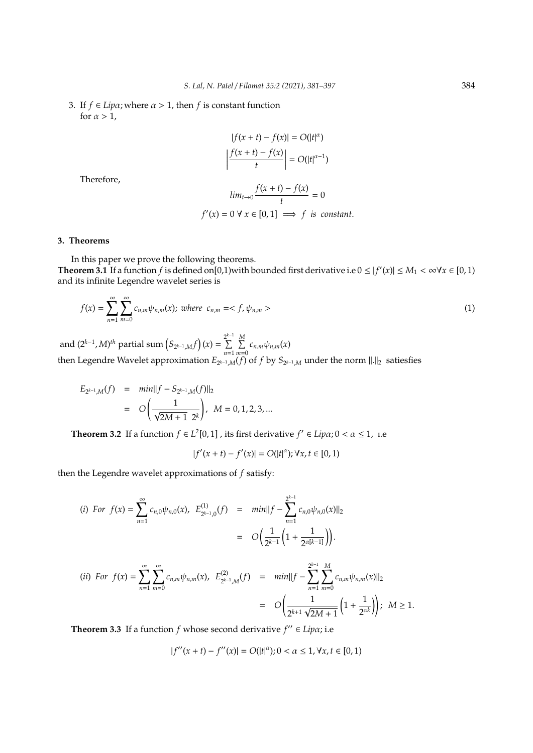3. If $f \in Lip\alpha$; where $\alpha > 1$, then $f$ is constant function for $\alpha > 1$,

$$|f(x+t) - f(x)| = O(|t|^{\alpha})$$

$$\left|\frac{f(x+t) - f(x)}{t}\right| = O(|t|^{\alpha-1})$$

Therefore,

$$lim_{t\to 0}\frac{f(x+t) - f(x)}{t} = 0$$

$$f'(x) = 0 \ \forall \ x \in [0,1] \implies f \ \ is \ \ constant.$$

## 3. Theorems

In this paper we prove the following theorems.

**Theorem 3.1** If a function $f$ is defined on[0,1)with bounded first derivative i.e $0 \leq |f'(x)| \leq M_1 < \infty \forall x \in [0,1)$ and its infinite Legendre wavelet series is

$$f(x) = \sum_{n=1}^{\infty}\sum_{m=0}^{\infty} c_{n,m}\psi_{n,m}(x); \ where \ \ c_{n,m} =< f, \psi_{n,m} > \tag{1}$$

and $(2^{k-1}, M)^{th}$ partial sum $\left(S_{2^{k-1},M}f\right)(x) = \sum\limits_{n=1}^{2^{k-1}}\sum\limits_{m=0}^{M} c_{n.m}\psi_{n,m}(x)$

then Legendre Wavelet approximation $E_{2^{k-1},M}(f)$ of $f$ by $S_{2^{k-1},M}$ under the norm $\|.\|_2$ satiesfies

$$\begin{aligned}
E_{2^{k-1},M}(f) &= min\|f - S_{2^{k-1},M}(f)\|_2 \\
&= O\left(\frac{1}{\sqrt{2M+1} \ \ 2^k}\right), \ \ M = 0,1,2,3,...
\end{aligned}$$

**Theorem 3.2** If a function $f \in L^2[0,1]$ , its first derivative $f' \in Lip\alpha; 0 < \alpha \leq 1$, i.e

$$|f'(x+t) - f'(x)| = O(|t|^{\alpha}); \forall x, t \in [0,1)$$

then the Legendre wavelet approximations of $f$ satisfy:

$$\begin{aligned}
(i) \ \ For \ \ f(x) = \sum_{n=1}^{\infty} c_{n,0}\psi_{n,0}(x), \ \ E^{(1)}_{2^{k-1},0}(f) &= min\|f - \sum_{n=1}^{2^{k-1}} c_{n,0}\psi_{n,0}(x)\|_2 \\
&= O\left(\frac{1}{2^{k-1}}\left(1 + \frac{1}{2^{\alpha[k-1]}}\right)\right).
\end{aligned}$$

$$\begin{aligned}
(ii) \ \ For \ \ f(x) = \sum_{n=1}^{\infty}\sum_{m=0}^{\infty} c_{n,m}\psi_{n,m}(x), \ \ E^{(2)}_{2^{k-1},M}(f) &= min\|f - \sum_{n=1}^{2^{k-1}}\sum_{m=0}^{M} c_{n,m}\psi_{n,m}(x)\|_2 \\
&= O\left(\frac{1}{2^{k+1}\sqrt{2M+1}}\left(1 + \frac{1}{2^{\alpha k}}\right)\right); \ \ M \geq 1.
\end{aligned}$$

**Theorem 3.3** If a function $f$ whose second derivative $f'' \in Lip\alpha$; i.e

$$|f''(x+t) - f''(x)| = O(|t|^{\alpha}); 0 < \alpha \leq 1, \forall x, t \in [0,1)$$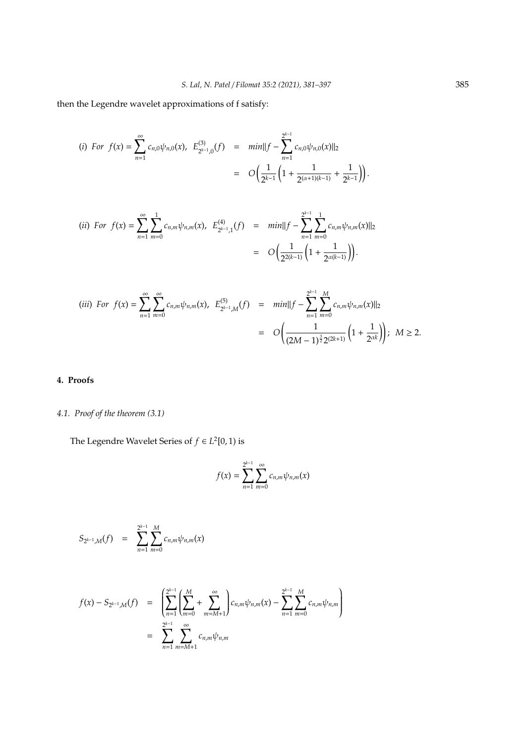then the Legendre wavelet approximations of f satisfy:

$$(i)\ \ For\ \ f(x)=\sum_{n=1}^{\infty}c_{n,0}\psi_{n,0}(x),\ \ E^{(3)}_{2^{k-1},0}(f) \;=\; min\|f-\sum_{n=1}^{2^{k-1}}c_{n,0}\psi_{n,0}(x)\|_2 \;=\; O\Big(\frac{1}{2^{k-1}}\Big(1+\frac{1}{2^{(\alpha+1)(k-1)}}+\frac{1}{2^{k-1}}\Big)\Big).$$

$$(ii)\ \ For\ \ f(x)=\sum_{n=1}^{\infty}\sum_{m=0}^{1}c_{n,m}\psi_{n,m}(x),\ \ E^{(4)}_{2^{k-1},1}(f) \;=\; min\|f-\sum_{n=1}^{2^{k-1}}\sum_{m=0}^{1}c_{n,m}\psi_{n,m}(x)\|_2 \;=\; O\Big(\frac{1}{2^{2(k-1)}}\Big(1+\frac{1}{2^{\alpha(k-1)}}\Big)\Big).$$

$$(iii)\ \ For\ \ f(x)=\sum_{n=1}^{\infty}\sum_{m=0}^{\infty}c_{n,m}\psi_{n,m}(x),\ \ E^{(5)}_{2^{k-1},M}(f) \;=\; min\|f-\sum_{n=1}^{2^{k-1}}\sum_{m=0}^{M}c_{n,m}\psi_{n,m}(x)\|_2 \;=\; O\Bigg(\frac{1}{(2M-1)^{\frac{3}{2}}2^{(2k+1)}}\Big(1+\frac{1}{2^{\alpha k}}\Big)\Bigg);\ \ M\geq 2.$$

## 4. Proofs

### *4.1. Proof of the theorem (3.1)*

The Legendre Wavelet Series of $f\in L^2[0,1)$ is

$$f(x)=\sum_{n=1}^{2^{k-1}}\sum_{m=0}^{\infty}c_{n,m}\psi_{n,m}(x)$$

$$S_{2^{k-1},M}(f) \;=\; \sum_{n=1}^{2^{k-1}}\sum_{m=0}^{M}c_{n,m}\psi_{n,m}(x)$$

$$\begin{aligned} f(x)-S_{2^{k-1},M}(f) &= \left(\sum_{n=1}^{2^{k-1}}\left(\sum_{m=0}^{M}+\sum_{m=M+1}^{\infty}\right)c_{n,m}\psi_{n,m}(x)-\sum_{n=1}^{2^{k-1}}\sum_{m=0}^{M}c_{n,m}\psi_{n,m}\right)\\ &= \sum_{n=1}^{2^{k-1}}\sum_{m=M+1}^{\infty}c_{n,m}\psi_{n,m} \end{aligned}$$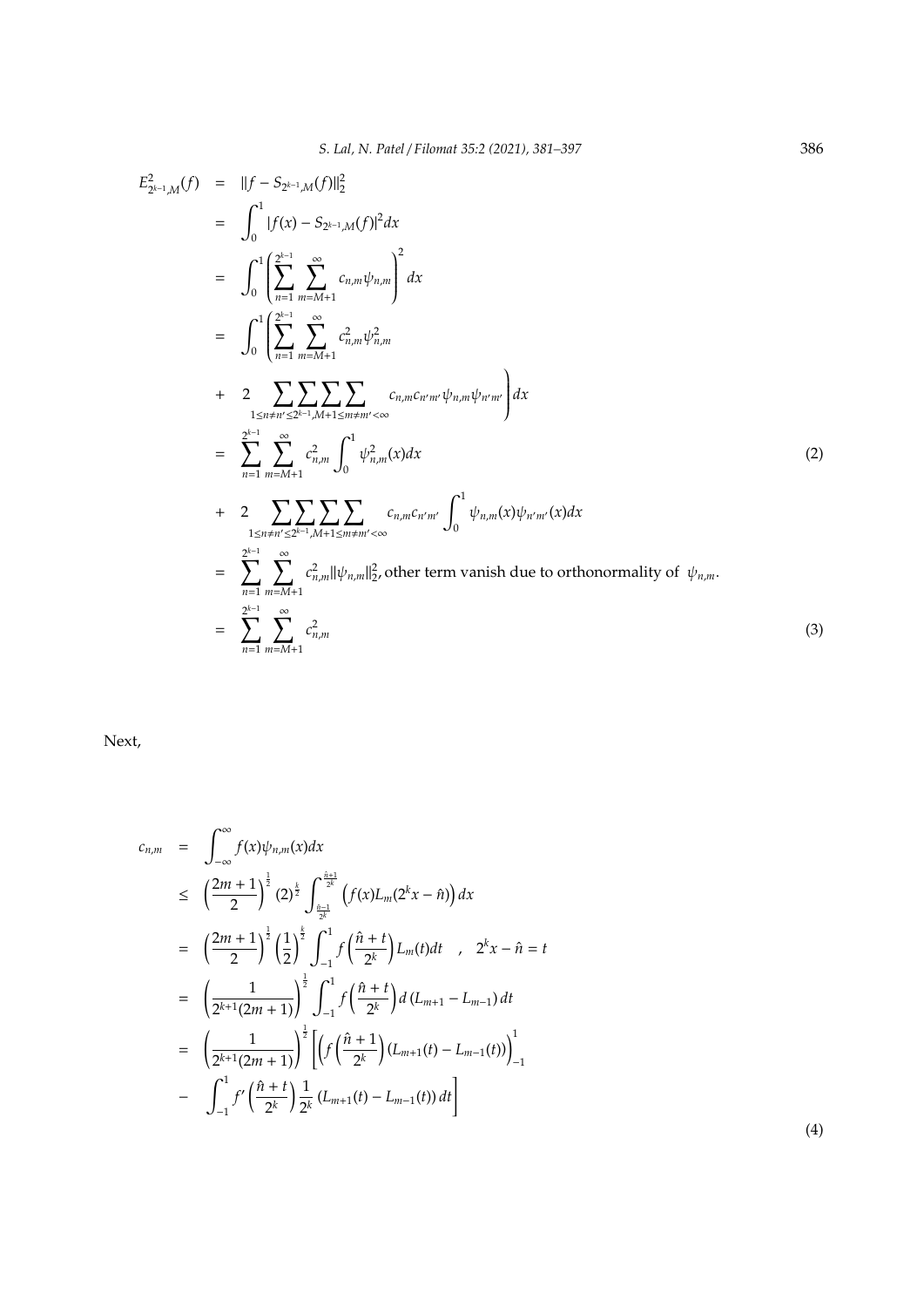$$
\begin{aligned}
E^2_{2^{k-1},M}(f) &= \|f - S_{2^{k-1},M}(f)\|_2^2 \\
&= \int_0^1 |f(x) - S_{2^{k-1},M}(f)|^2 dx \\
&= \int_0^1 \left( \sum_{n=1}^{2^{k-1}} \sum_{m=M+1}^{\infty} c_{n,m}\psi_{n,m} \right)^2 dx \\
&= \int_0^1 \left( \sum_{n=1}^{2^{k-1}} \sum_{m=M+1}^{\infty} c^2_{n,m}\psi^2_{n,m} \right. \\
&+ \left. 2 \sum_{1\le n\neq n' \le 2^{k-1}} \sum \sum_{M+1 \le m \neq m' < \infty} \sum c_{n,m}c_{n'm'}\psi_{n,m}\psi_{n'm'} \right) dx \\
&= \sum_{n=1}^{2^{k-1}} \sum_{m=M+1}^{\infty} c^2_{n,m} \int_0^1 \psi^2_{n,m}(x)dx \qquad (2) \\
&+ 2 \sum_{1\le n\neq n' \le 2^{k-1}} \sum \sum_{M+1 \le m \neq m' < \infty} \sum c_{n,m}c_{n'm'} \int_0^1 \psi_{n,m}(x)\psi_{n'm'}(x)dx \\
&= \sum_{n=1}^{2^{k-1}} \sum_{m=M+1}^{\infty} c^2_{n,m}\|\psi_{n,m}\|_2^2, \text{other term vanish due to orthonormality of } \psi_{n,m}. \\
&= \sum_{n=1}^{2^{k-1}} \sum_{m=M+1}^{\infty} c^2_{n,m} \qquad (3)
\end{aligned}
$$

Next,

$$
\begin{aligned}
c_{n,m} &= \int_{-\infty}^{\infty} f(x)\psi_{n,m}(x)dx \\
&\le \left(\frac{2m+1}{2}\right)^{\frac{1}{2}} (2)^{\frac{k}{2}} \int_{\frac{\hat{n}-1}{2^k}}^{\frac{\hat{n}+1}{2^k}} \left( f(x)L_m(2^k x - \hat{n}) \right) dx \\
&= \left(\frac{2m+1}{2}\right)^{\frac{1}{2}} \left(\frac{1}{2}\right)^{\frac{k}{2}} \int_{-1}^{1} f\left(\frac{\hat{n}+t}{2^k}\right) L_m(t)dt \quad , \quad 2^k x - \hat{n} = t \\
&= \left(\frac{1}{2^{k+1}(2m+1)}\right)^{\frac{1}{2}} \int_{-1}^{1} f\left(\frac{\hat{n}+t}{2^k}\right) d\left(L_{m+1} - L_{m-1}\right) dt \\
&= \left(\frac{1}{2^{k+1}(2m+1)}\right)^{\frac{1}{2}} \left[ \left( f\left(\frac{\hat{n}+1}{2^k}\right) (L_{m+1}(t) - L_{m-1}(t)) \right)_{-1}^{1} \right. \\
&- \left. \int_{-1}^{1} f'\left(\frac{\hat{n}+t}{2^k}\right) \frac{1}{2^k} \left(L_{m+1}(t) - L_{m-1}(t)\right) dt \right] \qquad (4)
\end{aligned}
$$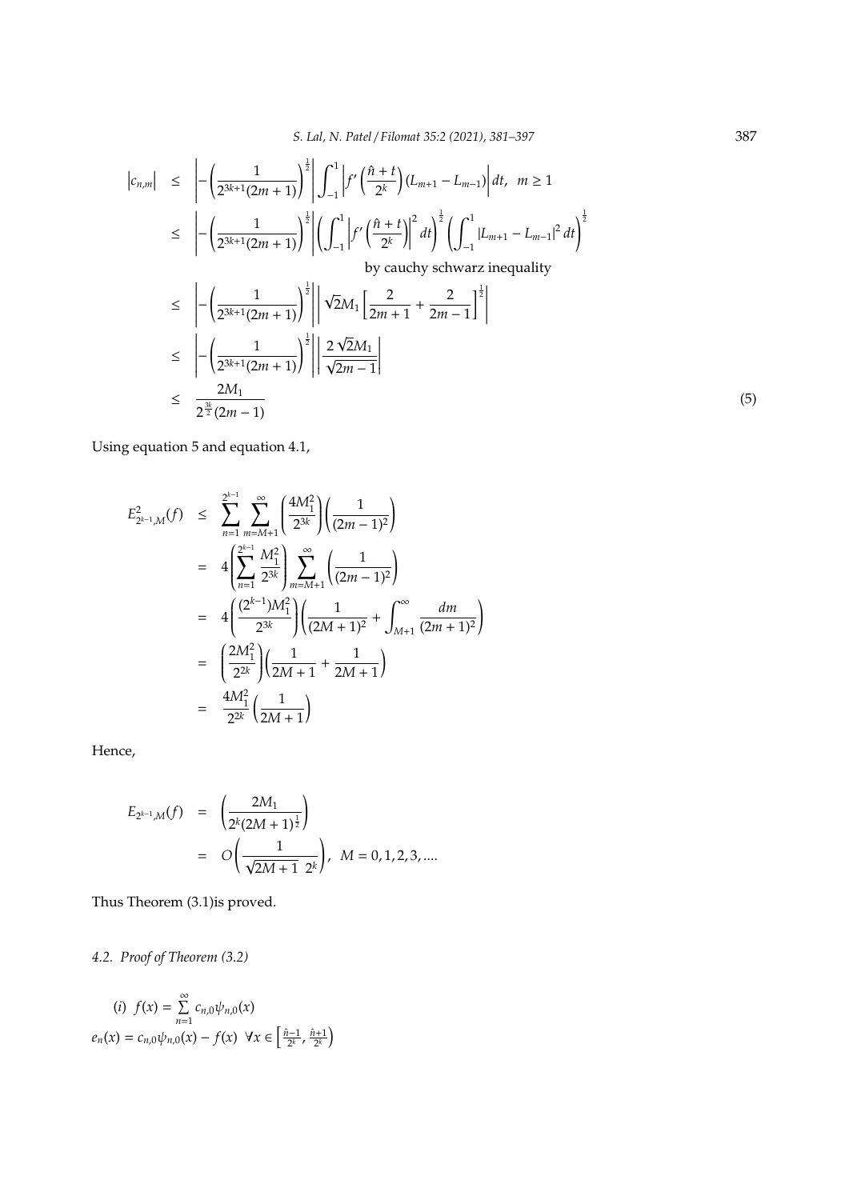$$
\begin{aligned}
\left|c_{n,m}\right| &\leq \left|-\left(\frac{1}{2^{3k+1}(2m+1)}\right)^{\frac{1}{2}}\right| \int_{-1}^{1}\left|f'\left(\frac{\hat{n}+t}{2^k}\right)(L_{m+1}-L_{m-1})\right| dt, \quad m \geq 1 \\
&\leq \left|-\left(\frac{1}{2^{3k+1}(2m+1)}\right)^{\frac{1}{2}}\right| \left(\int_{-1}^{1}\left|f'\left(\frac{\hat{n}+t}{2^k}\right)\right|^2 dt\right)^{\frac{1}{2}} \left(\int_{-1}^{1}\left|L_{m+1}-L_{m-1}\right|^2 dt\right)^{\frac{1}{2}} \\
&\qquad \text{by cauchy schwarz inequality} \\
&\leq \left|-\left(\frac{1}{2^{3k+1}(2m+1)}\right)^{\frac{1}{2}}\right| \left|\sqrt{2}M_1\left[\frac{2}{2m+1}+\frac{2}{2m-1}\right]^{\frac{1}{2}}\right| \\
&\leq \left|-\left(\frac{1}{2^{3k+1}(2m+1)}\right)^{\frac{1}{2}}\right| \left|\frac{2\sqrt{2}M_1}{\sqrt{2m-1}}\right| \\
&\leq \frac{2M_1}{2^{\frac{3k}{2}}(2m-1)}
\end{aligned}
\tag{5}
$$

Using equation 5 and equation 4.1,

$$
\begin{aligned}
E^2_{2^{k-1},M}(f) &\leq \sum_{n=1}^{2^{k-1}} \sum_{m=M+1}^{\infty} \left(\frac{4M_1^2}{2^{3k}}\right)\left(\frac{1}{(2m-1)^2}\right) \\
&= 4\left(\sum_{n=1}^{2^{k-1}} \frac{M_1^2}{2^{3k}}\right) \sum_{m=M+1}^{\infty}\left(\frac{1}{(2m-1)^2}\right) \\
&= 4\left(\frac{(2^{k-1})M_1^2}{2^{3k}}\right)\left(\frac{1}{(2M+1)^2}+\int_{M+1}^{\infty}\frac{dm}{(2m+1)^2}\right) \\
&= \left(\frac{2M_1^2}{2^{2k}}\right)\left(\frac{1}{2M+1}+\frac{1}{2M+1}\right) \\
&= \frac{4M_1^2}{2^{2k}}\left(\frac{1}{2M+1}\right)
\end{aligned}
$$

Hence,

$$
\begin{aligned}
E_{2^{k-1},M}(f) &= \left(\frac{2M_1}{2^k(2M+1)^{\frac{1}{2}}}\right) \\
&= O\left(\frac{1}{\sqrt{2M+1}\;\,2^k}\right), \quad M = 0,1,2,3,....
\end{aligned}
$$

Thus Theorem (3.1)is proved.

*4.2. Proof of Theorem (3.2)*

(*i*) $f(x) = \sum\limits_{n=1}^{\infty} c_{n,0}\psi_{n,0}(x)$

$e_n(x) = c_{n,0}\psi_{n,0}(x) - f(x) \;\; \forall x \in \left[\frac{\hat{n}-1}{2^k}, \frac{\hat{n}+1}{2^k}\right)$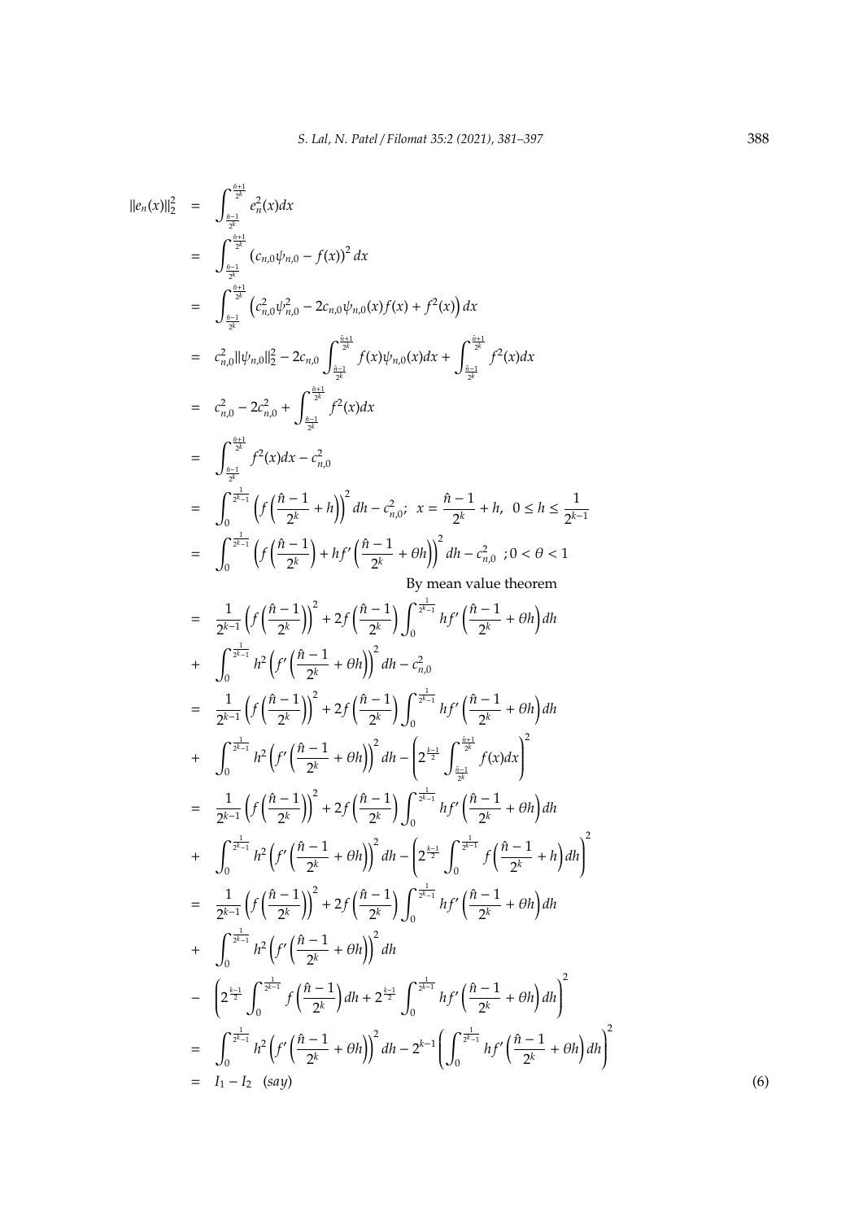$$
\begin{aligned}
\|e_n(x)\|_2^2 &= \int_{\frac{\hat{n}-1}{2^k}}^{\frac{\hat{n}+1}{2^k}} e_n^2(x)dx \\
&= \int_{\frac{\hat{n}-1}{2^k}}^{\frac{\hat{n}+1}{2^k}} \left(c_{n,0}\psi_{n,0} - f(x)\right)^2 dx \\
&= \int_{\frac{\hat{n}-1}{2^k}}^{\frac{\hat{n}+1}{2^k}} \left(c_{n,0}^2\psi_{n,0}^2 - 2c_{n,0}\psi_{n,0}(x)f(x) + f^2(x)\right) dx \\
&= c_{n,0}^2\|\psi_{n,0}\|_2^2 - 2c_{n,0}\int_{\frac{\hat{n}-1}{2^k}}^{\frac{\hat{n}+1}{2^k}} f(x)\psi_{n,0}(x)dx + \int_{\frac{\hat{n}-1}{2^k}}^{\frac{\hat{n}+1}{2^k}} f^2(x)dx \\
&= c_{n,0}^2 - 2c_{n,0}^2 + \int_{\frac{\hat{n}-1}{2^k}}^{\frac{\hat{n}+1}{2^k}} f^2(x)dx \\
&= \int_{\frac{\hat{n}-1}{2^k}}^{\frac{\hat{n}+1}{2^k}} f^2(x)dx - c_{n,0}^2 \\
&= \int_0^{\frac{1}{2^{k-1}}} \left(f\left(\frac{\hat{n}-1}{2^k} + h\right)\right)^2 dh - c_{n,0}^2; \;\; x = \frac{\hat{n}-1}{2^k} + h, \;\; 0 \le h \le \frac{1}{2^{k-1}} \\
&= \int_0^{\frac{1}{2^{k-1}}} \left(f\left(\frac{\hat{n}-1}{2^k}\right) + hf'\left(\frac{\hat{n}-1}{2^k} + \theta h\right)\right)^2 dh - c_{n,0}^2 \;\; ; 0 < \theta < 1 \\
&\qquad\qquad\qquad\qquad\qquad\qquad \text{By mean value theorem} \\
&= \frac{1}{2^{k-1}}\left(f\left(\frac{\hat{n}-1}{2^k}\right)\right)^2 + 2f\left(\frac{\hat{n}-1}{2^k}\right)\int_0^{\frac{1}{2^{k-1}}} hf'\left(\frac{\hat{n}-1}{2^k} + \theta h\right)dh \\
&+ \int_0^{\frac{1}{2^{k-1}}} h^2\left(f'\left(\frac{\hat{n}-1}{2^k} + \theta h\right)\right)^2 dh - c_{n,0}^2 \\
&= \frac{1}{2^{k-1}}\left(f\left(\frac{\hat{n}-1}{2^k}\right)\right)^2 + 2f\left(\frac{\hat{n}-1}{2^k}\right)\int_0^{\frac{1}{2^{k-1}}} hf'\left(\frac{\hat{n}-1}{2^k} + \theta h\right)dh \\
&+ \int_0^{\frac{1}{2^{k-1}}} h^2\left(f'\left(\frac{\hat{n}-1}{2^k} + \theta h\right)\right)^2 dh - \left(2^{\frac{k-1}{2}}\int_{\frac{\hat{n}-1}{2^k}}^{\frac{\hat{n}+1}{2^k}} f(x)dx\right)^2 \\
&= \frac{1}{2^{k-1}}\left(f\left(\frac{\hat{n}-1}{2^k}\right)\right)^2 + 2f\left(\frac{\hat{n}-1}{2^k}\right)\int_0^{\frac{1}{2^{k-1}}} hf'\left(\frac{\hat{n}-1}{2^k} + \theta h\right)dh \\
&+ \int_0^{\frac{1}{2^{k-1}}} h^2\left(f'\left(\frac{\hat{n}-1}{2^k} + \theta h\right)\right)^2 dh - \left(2^{\frac{k-1}{2}}\int_0^{\frac{1}{2^{k-1}}} f\left(\frac{\hat{n}-1}{2^k} + h\right)dh\right)^2 \\
&= \frac{1}{2^{k-1}}\left(f\left(\frac{\hat{n}-1}{2^k}\right)\right)^2 + 2f\left(\frac{\hat{n}-1}{2^k}\right)\int_0^{\frac{1}{2^{k-1}}} hf'\left(\frac{\hat{n}-1}{2^k} + \theta h\right)dh \\
&+ \int_0^{\frac{1}{2^{k-1}}} h^2\left(f'\left(\frac{\hat{n}-1}{2^k} + \theta h\right)\right)^2 dh \\
&- \left(2^{\frac{k-1}{2}}\int_0^{\frac{1}{2^{k-1}}} f\left(\frac{\hat{n}-1}{2^k}\right)dh + 2^{\frac{k-1}{2}}\int_0^{\frac{1}{2^{k-1}}} hf'\left(\frac{\hat{n}-1}{2^k} + \theta h\right)dh\right)^2 \\
&= \int_0^{\frac{1}{2^{k-1}}} h^2\left(f'\left(\frac{\hat{n}-1}{2^k} + \theta h\right)\right)^2 dh - 2^{k-1}\left(\int_0^{\frac{1}{2^{k-1}}} hf'\left(\frac{\hat{n}-1}{2^k} + \theta h\right)dh\right)^2 \\
&= I_1 - I_2 \;\;\; (say)
\end{aligned} \tag{6}
$$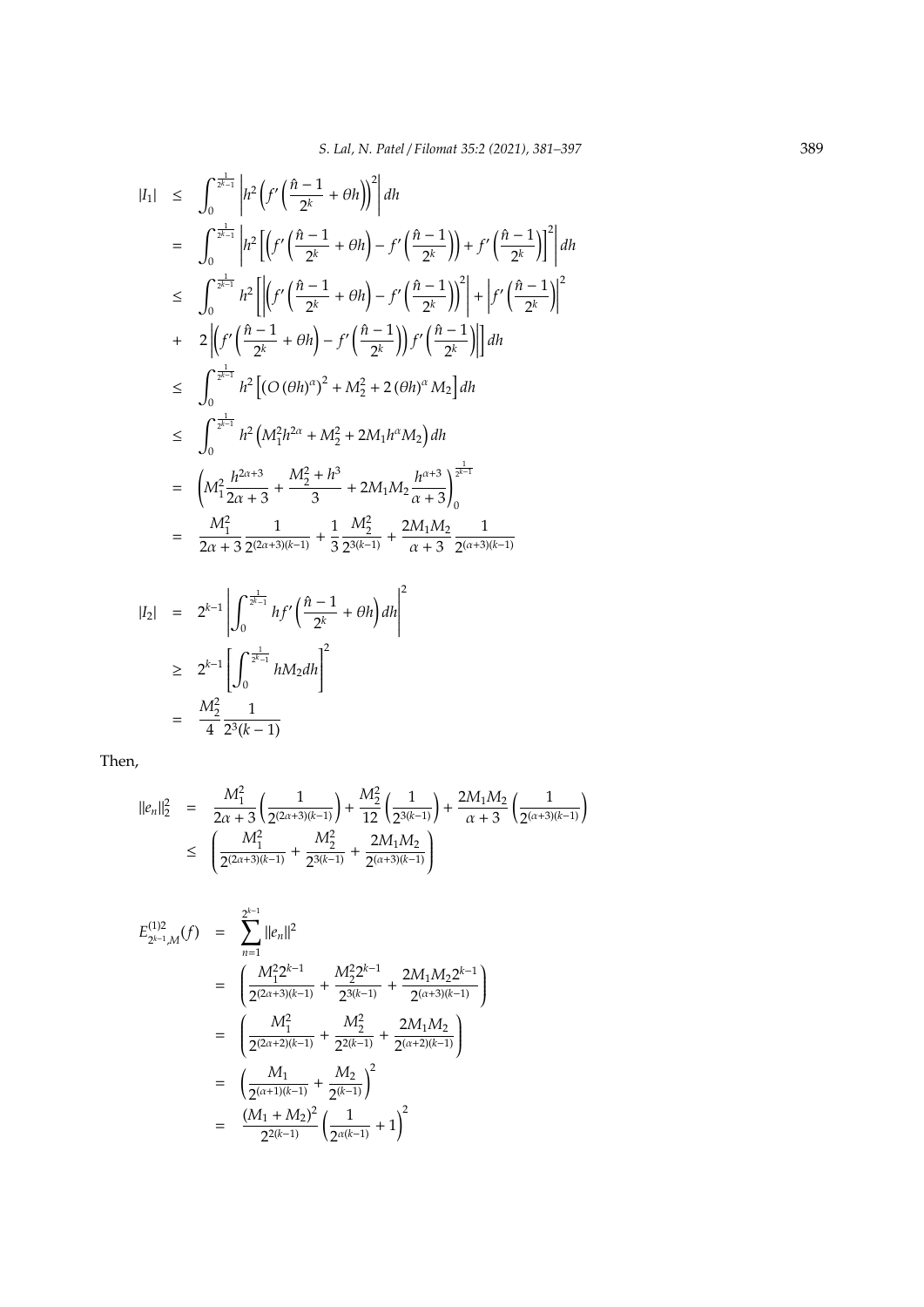$$
\begin{aligned}
|I_1| &\leq \int_0^{\frac{1}{2^{k-1}}} \left| h^2 \left( f'\left( \frac{\hat{n}-1}{2^k} + \theta h \right) \right)^2 \right| dh \\
&= \int_0^{\frac{1}{2^{k-1}}} \left| h^2 \left[ \left( f'\left( \frac{\hat{n}-1}{2^k} + \theta h \right) - f'\left( \frac{\hat{n}-1}{2^k} \right) \right) + f'\left( \frac{\hat{n}-1}{2^k} \right) \right]^2 \right| dh \\
&\leq \int_0^{\frac{1}{2^{k-1}}} h^2 \left[ \left| \left( f'\left( \frac{\hat{n}-1}{2^k} + \theta h \right) - f'\left( \frac{\hat{n}-1}{2^k} \right) \right)^2 \right| + \left| f'\left( \frac{\hat{n}-1}{2^k} \right) \right|^2 \right. \\
&+ \left. 2 \left| \left( f'\left( \frac{\hat{n}-1}{2^k} + \theta h \right) - f'\left( \frac{\hat{n}-1}{2^k} \right) \right) f'\left( \frac{\hat{n}-1}{2^k} \right) \right| \right] dh \\
&\leq \int_0^{\frac{1}{2^{k-1}}} h^2 \left[ \left( O\left( \theta h \right)^\alpha \right)^2 + M_2^2 + 2 \left( \theta h \right)^\alpha M_2 \right] dh \\
&\leq \int_0^{\frac{1}{2^{k-1}}} h^2 \left( M_1^2 h^{2\alpha} + M_2^2 + 2 M_1 h^\alpha M_2 \right) dh \\
&= \left( M_1^2 \frac{h^{2\alpha+3}}{2\alpha+3} + \frac{M_2^2 + h^3}{3} + 2 M_1 M_2 \frac{h^{\alpha+3}}{\alpha+3} \right)_0^{\frac{1}{2^{k-1}}} \\
&= \frac{M_1^2}{2\alpha+3} \frac{1}{2^{(2\alpha+3)(k-1)}} + \frac{1}{3} \frac{M_2^2}{2^{3(k-1)}} + \frac{2 M_1 M_2}{\alpha+3} \frac{1}{2^{(\alpha+3)(k-1)}}
\end{aligned}
$$

$$
\begin{aligned}
|I_2| &= 2^{k-1} \left| \int_0^{\frac{1}{2^{k-1}}} h f'\left( \frac{\hat{n}-1}{2^k} + \theta h \right) dh \right|^2 \\
&\geq 2^{k-1} \left[ \int_0^{\frac{1}{2^{k-1}}} h M_2 dh \right]^2 \\
&= \frac{M_2^2}{4} \frac{1}{2^3(k-1)}
\end{aligned}
$$

Then,

$$
\begin{aligned}
\|e_n\|_2^2 &= \frac{M_1^2}{2\alpha+3} \left( \frac{1}{2^{(2\alpha+3)(k-1)}} \right) + \frac{M_2^2}{12} \left( \frac{1}{2^{3(k-1)}} \right) + \frac{2 M_1 M_2}{\alpha+3} \left( \frac{1}{2^{(\alpha+3)(k-1)}} \right) \\
&\leq \left( \frac{M_1^2}{2^{(2\alpha+3)(k-1)}} + \frac{M_2^2}{2^{3(k-1)}} + \frac{2 M_1 M_2}{2^{(\alpha+3)(k-1)}} \right)
\end{aligned}
$$

$$
\begin{aligned}
E_{2^{k-1},M}^{(1)2}(f) &= \sum_{n=1}^{2^{k-1}} \|e_n\|^2 \\
&= \left( \frac{M_1^2 2^{k-1}}{2^{(2\alpha+3)(k-1)}} + \frac{M_2^2 2^{k-1}}{2^{3(k-1)}} + \frac{2 M_1 M_2 2^{k-1}}{2^{(\alpha+3)(k-1)}} \right) \\
&= \left( \frac{M_1^2}{2^{(2\alpha+2)(k-1)}} + \frac{M_2^2}{2^{2(k-1)}} + \frac{2 M_1 M_2}{2^{(\alpha+2)(k-1)}} \right) \\
&= \left( \frac{M_1}{2^{(\alpha+1)(k-1)}} + \frac{M_2}{2^{(k-1)}} \right)^2 \\
&= \frac{(M_1 + M_2)^2}{2^{2(k-1)}} \left( \frac{1}{2^{\alpha(k-1)}} + 1 \right)^2
\end{aligned}
$$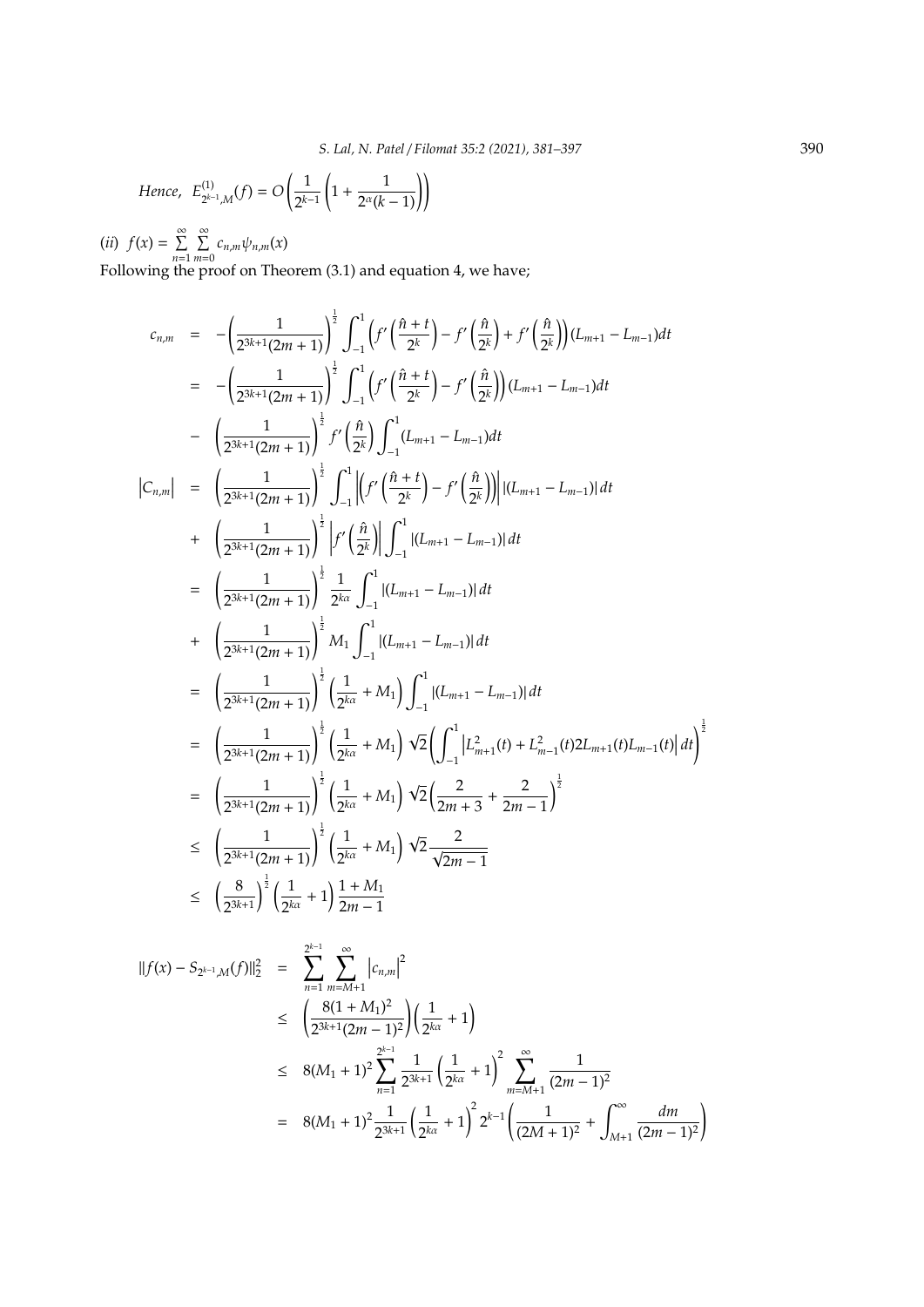*Hence,* $E^{(1)}_{2^{k-1},M}(f) = O\left(\frac{1}{2^{k-1}}\left(1+\frac{1}{2^{\alpha}(k-1)}\right)\right)$

(*ii*) $f(x) = \sum_{n=1}^{\infty}\sum_{m=0}^{\infty} c_{n,m}\psi_{n,m}(x)$

Following the proof on Theorem (3.1) and equation 4, we have;

$$
\begin{aligned}
c_{n,m} &= -\left(\frac{1}{2^{3k+1}(2m+1)}\right)^{\frac{1}{2}} \int_{-1}^{1}\left(f'\left(\frac{\hat{n}+t}{2^k}\right) - f'\left(\frac{\hat{n}}{2^k}\right) + f'\left(\frac{\hat{n}}{2^k}\right)\right)(L_{m+1}-L_{m-1})dt \\
&= -\left(\frac{1}{2^{3k+1}(2m+1)}\right)^{\frac{1}{2}} \int_{-1}^{1}\left(f'\left(\frac{\hat{n}+t}{2^k}\right) - f'\left(\frac{\hat{n}}{2^k}\right)\right)(L_{m+1}-L_{m-1})dt \\
&- \left(\frac{1}{2^{3k+1}(2m+1)}\right)^{\frac{1}{2}} f'\left(\frac{\hat{n}}{2^k}\right)\int_{-1}^{1}(L_{m+1}-L_{m-1})dt \\
\left|C_{n,m}\right| &= \left(\frac{1}{2^{3k+1}(2m+1)}\right)^{\frac{1}{2}} \int_{-1}^{1}\left|\left(f'\left(\frac{\hat{n}+t}{2^k}\right) - f'\left(\frac{\hat{n}}{2^k}\right)\right)\right|\left|(L_{m+1}-L_{m-1})\right|dt \\
&+ \left(\frac{1}{2^{3k+1}(2m+1)}\right)^{\frac{1}{2}} \left|f'\left(\frac{\hat{n}}{2^k}\right)\right|\int_{-1}^{1}\left|(L_{m+1}-L_{m-1})\right|dt \\
&= \left(\frac{1}{2^{3k+1}(2m+1)}\right)^{\frac{1}{2}} \frac{1}{2^{k\alpha}}\int_{-1}^{1}\left|(L_{m+1}-L_{m-1})\right|dt \\
&+ \left(\frac{1}{2^{3k+1}(2m+1)}\right)^{\frac{1}{2}} M_1\int_{-1}^{1}\left|(L_{m+1}-L_{m-1})\right|dt \\
&= \left(\frac{1}{2^{3k+1}(2m+1)}\right)^{\frac{1}{2}} \left(\frac{1}{2^{k\alpha}}+M_1\right)\int_{-1}^{1}\left|(L_{m+1}-L_{m-1})\right|dt \\
&= \left(\frac{1}{2^{3k+1}(2m+1)}\right)^{\frac{1}{2}} \left(\frac{1}{2^{k\alpha}}+M_1\right)\sqrt{2}\left(\int_{-1}^{1}\left|L_{m+1}^2(t)+L_{m-1}^2(t)2L_{m+1}(t)L_{m-1}(t)\right|dt\right)^{\frac{1}{2}} \\
&= \left(\frac{1}{2^{3k+1}(2m+1)}\right)^{\frac{1}{2}} \left(\frac{1}{2^{k\alpha}}+M_1\right)\sqrt{2}\left(\frac{2}{2m+3}+\frac{2}{2m-1}\right)^{\frac{1}{2}} \\
&\leq \left(\frac{1}{2^{3k+1}(2m+1)}\right)^{\frac{1}{2}} \left(\frac{1}{2^{k\alpha}}+M_1\right)\sqrt{2}\frac{2}{\sqrt{2m-1}} \\
&\leq \left(\frac{8}{2^{3k+1}}\right)^{\frac{1}{2}}\left(\frac{1}{2^{k\alpha}}+1\right)\frac{1+M_1}{2m-1}
\end{aligned}
$$

$$
\begin{aligned}
\|f(x)-S_{2^{k-1},M}(f)\|_2^2 &= \sum_{n=1}^{2^{k-1}}\sum_{m=M+1}^{\infty}\left|c_{n,m}\right|^2 \\
&\leq \left(\frac{8(1+M_1)^2}{2^{3k+1}(2m-1)^2}\right)\left(\frac{1}{2^{k\alpha}}+1\right) \\
&\leq 8(M_1+1)^2\sum_{n=1}^{2^{k-1}}\frac{1}{2^{3k+1}}\left(\frac{1}{2^{k\alpha}}+1\right)^2\sum_{m=M+1}^{\infty}\frac{1}{(2m-1)^2} \\
&= 8(M_1+1)^2\frac{1}{2^{3k+1}}\left(\frac{1}{2^{k\alpha}}+1\right)^2 2^{k-1}\left(\frac{1}{(2M+1)^2}+\int_{M+1}^{\infty}\frac{dm}{(2m-1)^2}\right)
\end{aligned}
$$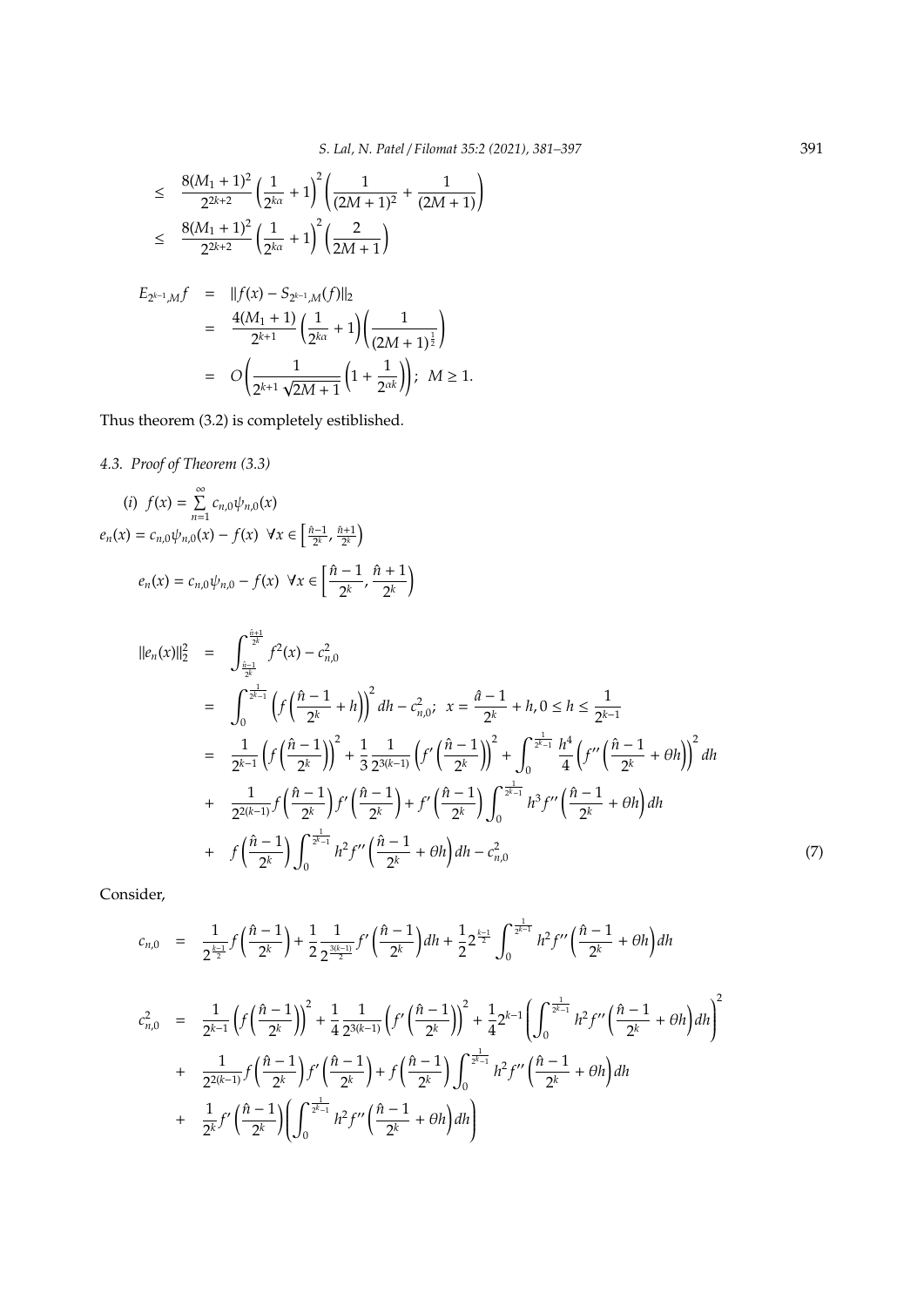$$
\begin{aligned}
&\leq \frac{8(M_1+1)^2}{2^{2k+2}}\left(\frac{1}{2^{k\alpha}}+1\right)^2\left(\frac{1}{(2M+1)^2}+\frac{1}{(2M+1)}\right)\\
&\leq \frac{8(M_1+1)^2}{2^{2k+2}}\left(\frac{1}{2^{k\alpha}}+1\right)^2\left(\frac{2}{2M+1}\right)
\end{aligned}
$$

$$
\begin{aligned}
E_{2^{k-1},M}f &= \|f(x)-S_{2^{k-1},M}(f)\|_2\\
&= \frac{4(M_1+1)}{2^{k+1}}\left(\frac{1}{2^{k\alpha}}+1\right)\left(\frac{1}{(2M+1)^{\frac{1}{2}}}\right)\\
&= O\left(\frac{1}{2^{k+1}\sqrt{2M+1}}\left(1+\frac{1}{2^{\alpha k}}\right)\right);\ \ M\geq 1.
\end{aligned}
$$

Thus theorem (3.2) is completely estiblished.

### 4.3. Proof of Theorem (3.3)

(i) $f(x)=\sum\limits_{n=1}^{\infty}c_{n,0}\psi_{n,0}(x)$

$e_n(x)=c_{n,0}\psi_{n,0}(x)-f(x)\ \ \forall x\in\left[\frac{\hat{n}-1}{2^k},\frac{\hat{n}+1}{2^k}\right)$

$$
e_n(x)=c_{n,0}\psi_{n,0}-f(x)\ \ \forall x\in\left[\frac{\hat{n}-1}{2^k},\frac{\hat{n}+1}{2^k}\right)
$$

$$
\begin{aligned}
\|e_n(x)\|_2^2 &= \int_{\frac{\hat{n}-1}{2^k}}^{\frac{\hat{n}+1}{2^k}} f^2(x)-c_{n,0}^2\\
&= \int_0^{\frac{1}{2^{k-1}}}\left(f\left(\frac{\hat{n}-1}{2^k}+h\right)\right)^2 dh-c_{n,0}^2;\ \ x=\frac{\hat{a}-1}{2^k}+h, 0\leq h\leq\frac{1}{2^{k-1}}\\
&= \frac{1}{2^{k-1}}\left(f\left(\frac{\hat{n}-1}{2^k}\right)\right)^2+\frac{1}{3}\frac{1}{2^{3(k-1)}}\left(f'\left(\frac{\hat{n}-1}{2^k}\right)\right)^2+\int_0^{\frac{1}{2^{k-1}}}\frac{h^4}{4}\left(f''\left(\frac{\hat{n}-1}{2^k}+\theta h\right)\right)^2 dh\\
&+ \frac{1}{2^{2(k-1)}}f\left(\frac{\hat{n}-1}{2^k}\right)f'\left(\frac{\hat{n}-1}{2^k}\right)+f'\left(\frac{\hat{n}-1}{2^k}\right)\int_0^{\frac{1}{2^{k-1}}}h^3 f''\left(\frac{\hat{n}-1}{2^k}+\theta h\right)dh\\
&+ f\left(\frac{\hat{n}-1}{2^k}\right)\int_0^{\frac{1}{2^{k-1}}}h^2 f''\left(\frac{\hat{n}-1}{2^k}+\theta h\right)dh-c_{n,0}^2
\end{aligned}
\tag{7}
$$

Consider,

$$
c_{n,0} = \frac{1}{2^{\frac{k-1}{2}}}f\left(\frac{\hat{n}-1}{2^k}\right)+\frac{1}{2}\frac{1}{2^{\frac{3(k-1)}{2}}}f'\left(\frac{\hat{n}-1}{2^k}\right)dh+\frac{1}{2}2^{\frac{k-1}{2}}\int_0^{\frac{1}{2^{k-1}}}h^2 f''\left(\frac{\hat{n}-1}{2^k}+\theta h\right)dh
$$

$$
\begin{aligned}
c_{n,0}^2 &= \frac{1}{2^{k-1}}\left(f\left(\frac{\hat{n}-1}{2^k}\right)\right)^2+\frac{1}{4}\frac{1}{2^{3(k-1)}}\left(f'\left(\frac{\hat{n}-1}{2^k}\right)\right)^2+\frac{1}{4}2^{k-1}\left(\int_0^{\frac{1}{2^{k-1}}}h^2 f''\left(\frac{\hat{n}-1}{2^k}+\theta h\right)dh\right)^2\\
&+ \frac{1}{2^{2(k-1)}}f\left(\frac{\hat{n}-1}{2^k}\right)f'\left(\frac{\hat{n}-1}{2^k}\right)+f\left(\frac{\hat{n}-1}{2^k}\right)\int_0^{\frac{1}{2^{k-1}}}h^2 f''\left(\frac{\hat{n}-1}{2^k}+\theta h\right)dh\\
&+ \frac{1}{2^k}f'\left(\frac{\hat{n}-1}{2^k}\right)\left(\int_0^{\frac{1}{2^{k-1}}}h^2 f''\left(\frac{\hat{n}-1}{2^k}+\theta h\right)dh\right)
\end{aligned}
$$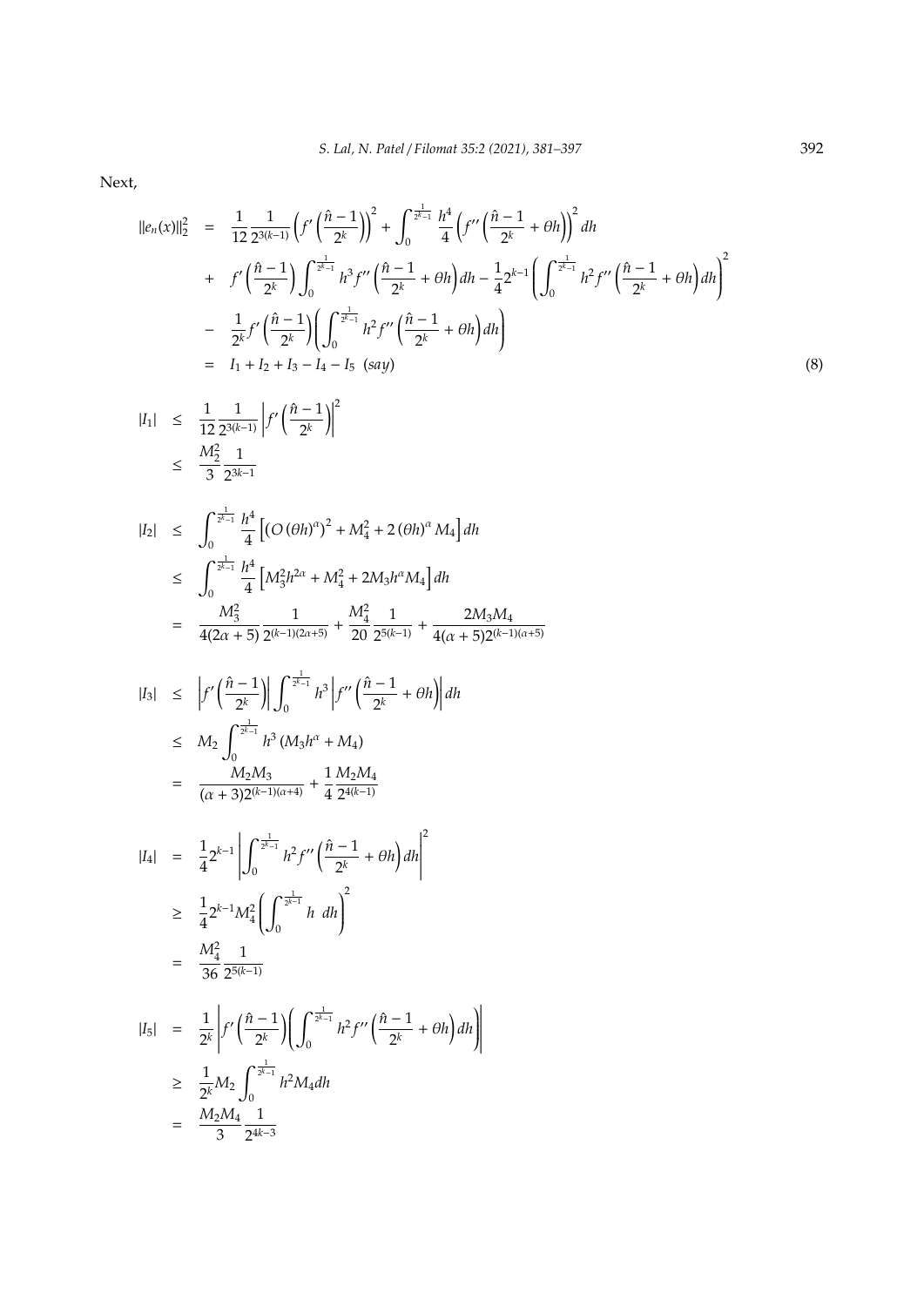Next,

$$
\begin{aligned}
\|e_n(x)\|_2^2 &= \frac{1}{12}\frac{1}{2^{3(k-1)}}\left(f'\left(\frac{\hat{n}-1}{2^k}\right)\right)^2 + \int_0^{\frac{1}{2^{k-1}}} \frac{h^4}{4}\left(f''\left(\frac{\hat{n}-1}{2^k}+\theta h\right)\right)^2 dh \\
&+ f'\left(\frac{\hat{n}-1}{2^k}\right)\int_0^{\frac{1}{2^{k-1}}} h^3 f''\left(\frac{\hat{n}-1}{2^k}+\theta h\right)dh - \frac{1}{4}2^{k-1}\left(\int_0^{\frac{1}{2^{k-1}}} h^2 f''\left(\frac{\hat{n}-1}{2^k}+\theta h\right)dh\right)^2 \\
&- \frac{1}{2^k}f'\left(\frac{\hat{n}-1}{2^k}\right)\left(\int_0^{\frac{1}{2^{k-1}}} h^2 f''\left(\frac{\hat{n}-1}{2^k}+\theta h\right)dh\right) \\
&= I_1 + I_2 + I_3 - I_4 - I_5 \ \ (say)
\end{aligned} \tag{8}
$$

$$
\begin{aligned}
|I_1| &\le \frac{1}{12}\frac{1}{2^{3(k-1)}}\left|f'\left(\frac{\hat{n}-1}{2^k}\right)\right|^2 \\
&\le \frac{M_2^2}{3}\frac{1}{2^{3k-1}}
\end{aligned}
$$

$$
\begin{aligned}
|I_2| &\le \int_0^{\frac{1}{2^{k-1}}} \frac{h^4}{4}\left[\left(O\left(\theta h\right)^{\alpha}\right)^2 + M_4^2 + 2\left(\theta h\right)^{\alpha} M_4\right] dh \\
&\le \int_0^{\frac{1}{2^{k-1}}} \frac{h^4}{4}\left[M_3^2 h^{2\alpha} + M_4^2 + 2M_3 h^{\alpha} M_4\right] dh \\
&= \frac{M_3^2}{4(2\alpha+5)}\frac{1}{2^{(k-1)(2\alpha+5)}} + \frac{M_4^2}{20}\frac{1}{2^{5(k-1)}} + \frac{2M_3M_4}{4(\alpha+5)2^{(k-1)(\alpha+5)}}
\end{aligned}
$$

$$
\begin{aligned}
|I_3| &\le \left|f'\left(\frac{\hat{n}-1}{2^k}\right)\right|\int_0^{\frac{1}{2^{k-1}}} h^3\left|f''\left(\frac{\hat{n}-1}{2^k}+\theta h\right)\right| dh \\
&\le M_2\int_0^{\frac{1}{2^{k-1}}} h^3\left(M_3 h^{\alpha} + M_4\right) \\
&= \frac{M_2M_3}{(\alpha+3)2^{(k-1)(\alpha+4)}} + \frac{1}{4}\frac{M_2M_4}{2^{4(k-1)}}
\end{aligned}
$$

$$
\begin{aligned}
|I_4| &= \frac{1}{4}2^{k-1}\left|\int_0^{\frac{1}{2^{k-1}}} h^2 f''\left(\frac{\hat{n}-1}{2^k}+\theta h\right)dh\right|^2 \\
&\ge \frac{1}{4}2^{k-1}M_4^2\left(\int_0^{\frac{1}{2^{k-1}}} h \ \ dh\right)^2 \\
&= \frac{M_4^2}{36}\frac{1}{2^{5(k-1)}}
\end{aligned}
$$

$$
\begin{aligned}
|I_5| &= \frac{1}{2^k}\left|f'\left(\frac{\hat{n}-1}{2^k}\right)\left(\int_0^{\frac{1}{2^{k-1}}} h^2 f''\left(\frac{\hat{n}-1}{2^k}+\theta h\right)dh\right)\right| \\
&\ge \frac{1}{2^k}M_2\int_0^{\frac{1}{2^{k-1}}} h^2 M_4 dh \\
&= \frac{M_2M_4}{3}\frac{1}{2^{4k-3}}
\end{aligned}
$$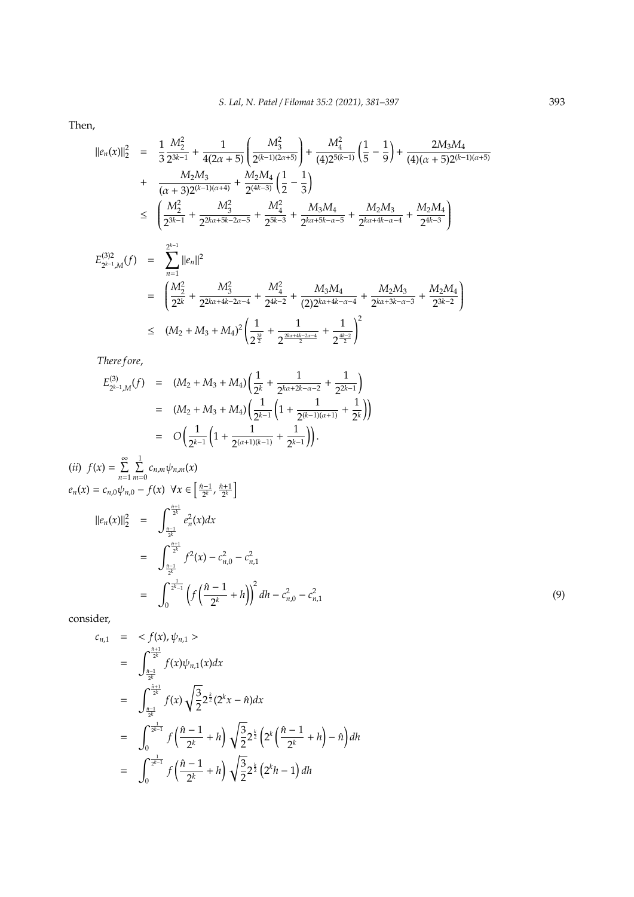Then,

$$
\begin{aligned}
\|e_n(x)\|_2^2 &= \frac{1}{3}\frac{M_2^2}{2^{3k-1}} + \frac{1}{4(2\alpha+5)}\left(\frac{M_3^2}{2^{(k-1)(2\alpha+5)}}\right) + \frac{M_4^2}{(4)2^{5(k-1)}}\left(\frac{1}{5}-\frac{1}{9}\right) + \frac{2M_3M_4}{(4)(\alpha+5)2^{(k-1)(\alpha+5)}} \\
&+ \frac{M_2M_3}{(\alpha+3)2^{(k-1)(\alpha+4)}} + \frac{M_2M_4}{2^{(4k-3)}}\left(\frac{1}{2}-\frac{1}{3}\right) \\
&\leq \left(\frac{M_2^2}{2^{3k-1}} + \frac{M_3^2}{2^{2k\alpha+5k-2\alpha-5}} + \frac{M_4^2}{2^{5k-3}} + \frac{M_3M_4}{2^{k\alpha+5k-\alpha-5}} + \frac{M_2M_3}{2^{k\alpha+4k-\alpha-4}} + \frac{M_2M_4}{2^{4k-3}}\right)
\end{aligned}
$$

$$
\begin{aligned}
E^{(3)2}_{2^{k-1},M}(f) &= \sum_{n=1}^{2^{k-1}} \|e_n\|^2 \\
&= \left(\frac{M_2^2}{2^{2k}} + \frac{M_3^2}{2^{2k\alpha+4k-2\alpha-4}} + \frac{M_4^2}{2^{4k-2}} + \frac{M_3M_4}{(2)2^{k\alpha+4k-\alpha-4}} + \frac{M_2M_3}{2^{k\alpha+3k-\alpha-3}} + \frac{M_2M_4}{2^{3k-2}}\right) \\
&\leq (M_2+M_3+M_4)^2\left(\frac{1}{2^{\frac{2k}{2}}} + \frac{1}{2^{\frac{2k\alpha+4k-2\alpha-4}{2}}} + \frac{1}{2^{\frac{4k-2}{2}}}\right)^2
\end{aligned}
$$

*Therefore,*

$$
\begin{aligned}
E^{(3)}_{2^{k-1},M}(f) &= (M_2+M_3+M_4)\left(\frac{1}{2^k} + \frac{1}{2^{k\alpha+2k-\alpha-2}} + \frac{1}{2^{2k-1}}\right) \\
&= (M_2+M_3+M_4)\left(\frac{1}{2^{k-1}}\left(1 + \frac{1}{2^{(k-1)(\alpha+1)}} + \frac{1}{2^k}\right)\right) \\
&= O\left(\frac{1}{2^{k-1}}\left(1 + \frac{1}{2^{(\alpha+1)(k-1)}} + \frac{1}{2^{k-1}}\right)\right).
\end{aligned}
$$

(*ii*) $f(x) = \sum\limits_{n=1}^{\infty}\sum\limits_{m=0}^{1} c_{n,m}\psi_{n,m}(x)$

$e_n(x) = c_{n,0}\psi_{n,0} - f(x) \;\; \forall x \in \left[\frac{\hat{n}-1}{2^k}, \frac{\hat{n}+1}{2^k}\right]$

$$
\begin{aligned}
\|e_n(x)\|_2^2 &= \int_{\frac{\hat{n}-1}{2^k}}^{\frac{\hat{n}+1}{2^k}} e_n^2(x)dx \\
&= \int_{\frac{\hat{n}-1}{2^k}}^{\frac{\hat{n}+1}{2^k}} f^2(x) - c_{n,0}^2 - c_{n,1}^2 \\
&= \int_0^{\frac{1}{2^{k-1}}} \left(f\left(\frac{\hat{n}-1}{2^k} + h\right)\right)^2 dh - c_{n,0}^2 - c_{n,1}^2 \qquad (9)
\end{aligned}
$$

consider,

$$
\begin{aligned}
c_{n,1} &= \langle f(x), \psi_{n,1} \rangle \\
&= \int_{\frac{\hat{n}-1}{2^k}}^{\frac{\hat{n}+1}{2^k}} f(x)\psi_{n,1}(x)dx \\
&= \int_{\frac{\hat{n}-1}{2^k}}^{\frac{\hat{n}+1}{2^k}} f(x)\sqrt{\frac{3}{2}}2^{\frac{k}{2}}(2^kx - \hat{n})dx \\
&= \int_0^{\frac{1}{2^{k-1}}} f\left(\frac{\hat{n}-1}{2^k} + h\right)\sqrt{\frac{3}{2}}2^{\frac{k}{2}}\left(2^k\left(\frac{\hat{n}-1}{2^k} + h\right) - \hat{n}\right)dh \\
&= \int_0^{\frac{1}{2^{k-1}}} f\left(\frac{\hat{n}-1}{2^k} + h\right)\sqrt{\frac{3}{2}}2^{\frac{k}{2}}\left(2^kh - 1\right)dh
\end{aligned}
$$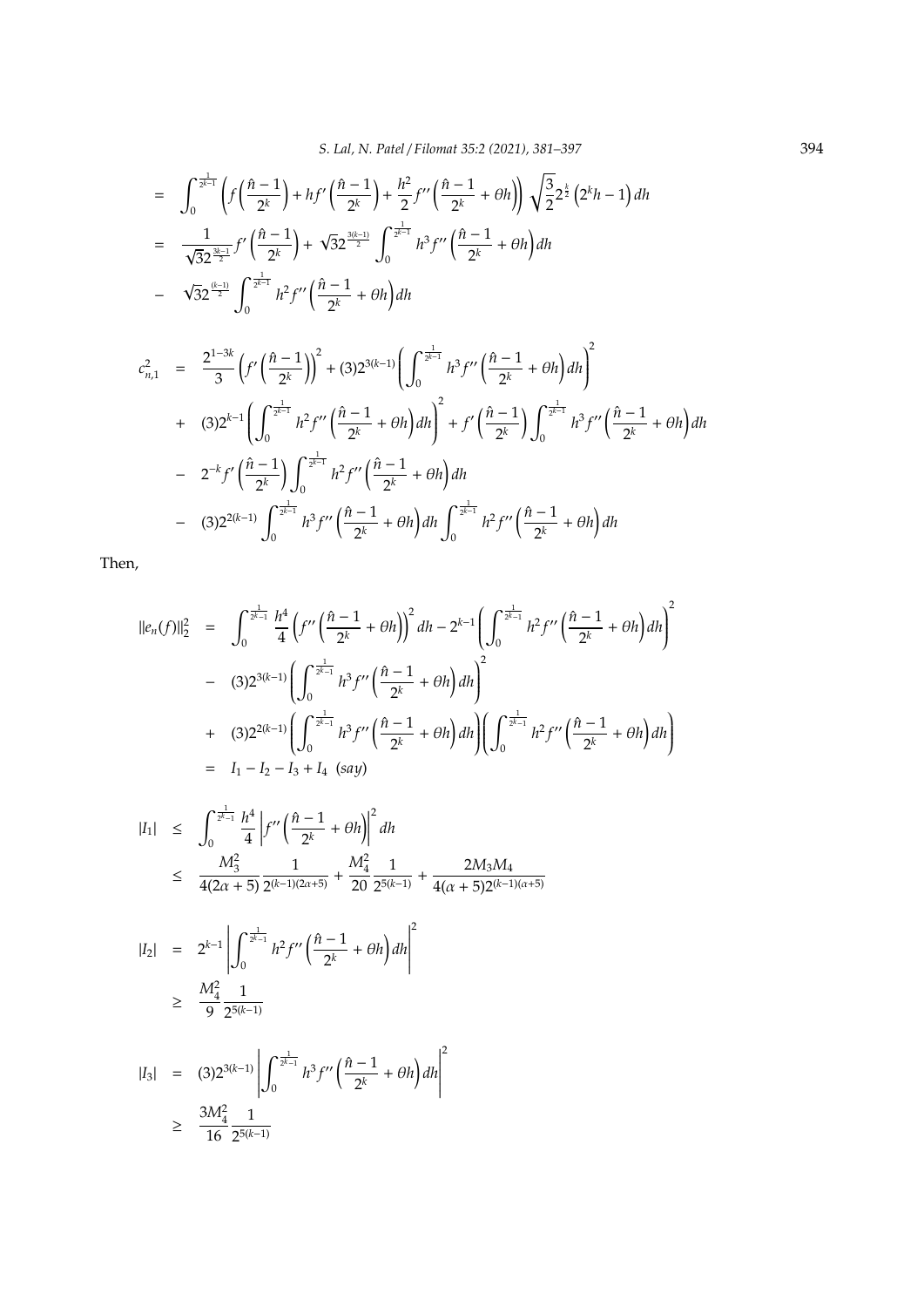$$
\begin{aligned}
&= \int_0^{\frac{1}{2^{k-1}}} \left( f\left(\frac{\hat{n}-1}{2^k}\right) + h f'\left(\frac{\hat{n}-1}{2^k}\right) + \frac{h^2}{2} f''\left(\frac{\hat{n}-1}{2^k} + \theta h\right) \right) \sqrt{\frac{3}{2}} 2^{\frac{k}{2}} \left(2^k h - 1\right) dh \\
&= \frac{1}{\sqrt{3} 2^{\frac{3k-1}{2}}} f'\left(\frac{\hat{n}-1}{2^k}\right) + \sqrt{3} 2^{\frac{3(k-1)}{2}} \int_0^{\frac{1}{2^{k-1}}} h^3 f''\left(\frac{\hat{n}-1}{2^k} + \theta h\right) dh \\
&- \sqrt{3} 2^{\frac{(k-1)}{2}} \int_0^{\frac{1}{2^{k-1}}} h^2 f''\left(\frac{\hat{n}-1}{2^k} + \theta h\right) dh
\end{aligned}
$$

$$
\begin{aligned}
c_{n,1}^2 &= \frac{2^{1-3k}}{3} \left( f'\left(\frac{\hat{n}-1}{2^k}\right) \right)^2 + (3) 2^{3(k-1)} \left( \int_0^{\frac{1}{2^{k-1}}} h^3 f''\left(\frac{\hat{n}-1}{2^k} + \theta h\right) dh \right)^2 \\
&+ (3) 2^{k-1} \left( \int_0^{\frac{1}{2^{k-1}}} h^2 f''\left(\frac{\hat{n}-1}{2^k} + \theta h\right) dh \right)^2 + f'\left(\frac{\hat{n}-1}{2^k}\right) \int_0^{\frac{1}{2^{k-1}}} h^3 f''\left(\frac{\hat{n}-1}{2^k} + \theta h\right) dh \\
&- 2^{-k} f'\left(\frac{\hat{n}-1}{2^k}\right) \int_0^{\frac{1}{2^{k-1}}} h^2 f''\left(\frac{\hat{n}-1}{2^k} + \theta h\right) dh \\
&- (3) 2^{2(k-1)} \int_0^{\frac{1}{2^{k-1}}} h^3 f''\left(\frac{\hat{n}-1}{2^k} + \theta h\right) dh \int_0^{\frac{1}{2^{k-1}}} h^2 f''\left(\frac{\hat{n}-1}{2^k} + \theta h\right) dh
\end{aligned}
$$

Then,

$$
\begin{aligned}
\|e_n(f)\|_2^2 &= \int_0^{\frac{1}{2^{k-1}}} \frac{h^4}{4} \left( f''\left(\frac{\hat{n}-1}{2^k} + \theta h\right) \right)^2 dh - 2^{k-1} \left( \int_0^{\frac{1}{2^{k-1}}} h^2 f''\left(\frac{\hat{n}-1}{2^k} + \theta h\right) dh \right)^2 \\
&- (3) 2^{3(k-1)} \left( \int_0^{\frac{1}{2^{k-1}}} h^3 f''\left(\frac{\hat{n}-1}{2^k} + \theta h\right) dh \right)^2 \\
&+ (3) 2^{2(k-1)} \left( \int_0^{\frac{1}{2^{k-1}}} h^3 f''\left(\frac{\hat{n}-1}{2^k} + \theta h\right) dh \right) \left( \int_0^{\frac{1}{2^{k-1}}} h^2 f''\left(\frac{\hat{n}-1}{2^k} + \theta h\right) dh \right) \\
&= I_1 - I_2 - I_3 + I_4 \ \ (say)
\end{aligned}
$$

$$
\begin{aligned}
|I_1| &\leq \int_0^{\frac{1}{2^{k-1}}} \frac{h^4}{4} \left| f''\left(\frac{\hat{n}-1}{2^k} + \theta h\right) \right|^2 dh \\
&\leq \frac{M_3^2}{4(2\alpha+5)} \frac{1}{2^{(k-1)(2\alpha+5)}} + \frac{M_4^2}{20} \frac{1}{2^{5(k-1)}} + \frac{2M_3 M_4}{4(\alpha+5) 2^{(k-1)(\alpha+5)}}
\end{aligned}
$$

$$
\begin{aligned}
|I_2| &= 2^{k-1} \left| \int_0^{\frac{1}{2^{k-1}}} h^2 f''\left(\frac{\hat{n}-1}{2^k} + \theta h\right) dh \right|^2 \\
&\geq \frac{M_4^2}{9} \frac{1}{2^{5(k-1)}}
\end{aligned}
$$

$$
\begin{aligned}
|I_3| &= (3) 2^{3(k-1)} \left| \int_0^{\frac{1}{2^{k-1}}} h^3 f''\left(\frac{\hat{n}-1}{2^k} + \theta h\right) dh \right|^2 \\
&\geq \frac{3M_4^2}{16} \frac{1}{2^{5(k-1)}}
\end{aligned}
$$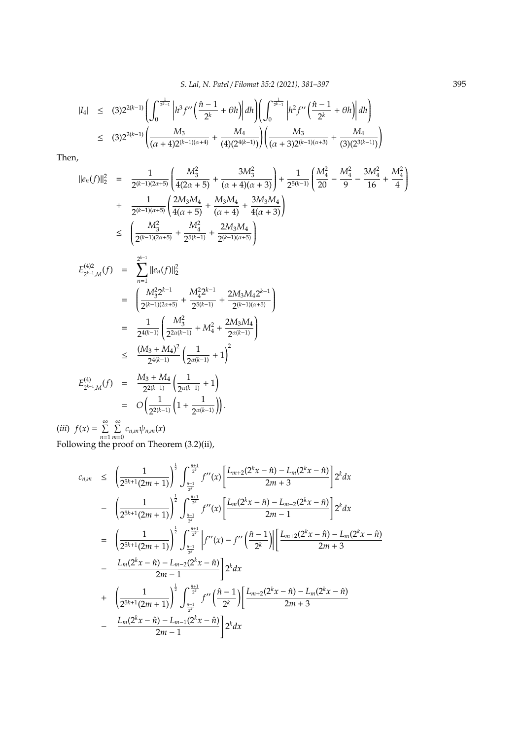$$
\begin{aligned}
|I_4| &\leq (3)2^{2(k-1)}\left(\int_0^{\frac{1}{2^{k-1}}}\left|h^3 f''\left(\frac{\hat{n}-1}{2^k}+\theta h\right)\right|dh\right)\left(\int_0^{\frac{1}{2^{k-1}}}\left|h^2 f''\left(\frac{\hat{n}-1}{2^k}+\theta h\right)\right|dh\right)\\
&\leq (3)2^{2(k-1)}\left(\frac{M_3}{(\alpha+4)2^{(k-1)(\alpha+4)}}+\frac{M_4}{(4)(2^{4(k-1)})}\right)\left(\frac{M_3}{(\alpha+3)2^{(k-1)(\alpha+3)}}+\frac{M_4}{(3)(2^{3(k-1)})}\right)
\end{aligned}
$$

Then,

$$
\begin{aligned}
\|e_n(f)\|_2^2 &= \frac{1}{2^{(k-1)(2\alpha+5)}}\left(\frac{M_3^2}{4(2\alpha+5)}+\frac{3M_3^2}{(\alpha+4)(\alpha+3)}\right)+\frac{1}{2^{5(k-1)}}\left(\frac{M_4^2}{20}-\frac{M_4^2}{9}-\frac{3M_4^2}{16}+\frac{M_4^2}{4}\right)\\
&+ \frac{1}{2^{(k-1)(\alpha+5)}}\left(\frac{2M_3M_4}{4(\alpha+5)}+\frac{M_3M_4}{(\alpha+4)}+\frac{3M_3M_4}{4(\alpha+3)}\right)\\
&\leq \left(\frac{M_3^2}{2^{(k-1)(2\alpha+5)}}+\frac{M_4^2}{2^{5(k-1)}}+\frac{2M_3M_4}{2^{(k-1)(\alpha+5)}}\right)
\end{aligned}
$$

$$
\begin{aligned}
E^{(4)2}_{2^{k-1},M}(f) &= \sum_{n=1}^{2^{k-1}}\|e_n(f)\|_2^2\\
&= \left(\frac{M_3^2 2^{k-1}}{2^{(k-1)(2\alpha+5)}}+\frac{M_4^2 2^{k-1}}{2^{5(k-1)}}+\frac{2M_3M_4 2^{k-1}}{2^{(k-1)(\alpha+5)}}\right)\\
&= \frac{1}{2^{4(k-1)}}\left(\frac{M_3^2}{2^{2\alpha(k-1)}}+M_4^2+\frac{2M_3M_4}{2^{\alpha(k-1)}}\right)\\
&\leq \frac{(M_3+M_4)^2}{2^{4(k-1)}}\left(\frac{1}{2^{\alpha(k-1)}}+1\right)^2\\
E^{(4)}_{2^{k-1},M}(f) &= \frac{M_3+M_4}{2^{2(k-1)}}\left(\frac{1}{2^{\alpha(k-1)}}+1\right)\\
&= O\left(\frac{1}{2^{2(k-1)}}\left(1+\frac{1}{2^{\alpha(k-1)}}\right)\right).
\end{aligned}
$$

$(iii)$ $f(x)=\sum_{n=1}^{\infty}\sum_{m=0}^{\infty}c_{n,m}\psi_{n,m}(x)$

Following the proof on Theorem (3.2)(ii),

$$
\begin{aligned}
c_{n,m} &\leq \left(\frac{1}{2^{5k+1}(2m+1)}\right)^{\frac{1}{2}}\int_{\frac{\hat{n}-1}{2^k}}^{\frac{\hat{n}+1}{2^k}} f''(x)\left[\frac{L_{m+2}(2^kx-\hat{n})-L_m(2^kx-\hat{n})}{2m+3}\right]2^k dx\\
&- \left(\frac{1}{2^{5k+1}(2m+1)}\right)^{\frac{1}{2}}\int_{\frac{\hat{n}-1}{2^k}}^{\frac{\hat{n}+1}{2^k}} f''(x)\left[\frac{L_m(2^kx-\hat{n})-L_{m-2}(2^kx-\hat{n})}{2m-1}\right]2^k dx\\
&= \left(\frac{1}{2^{5k+1}(2m+1)}\right)^{\frac{1}{2}}\int_{\frac{\hat{n}-1}{2^k}}^{\frac{\hat{n}+1}{2^k}}\left|f''(x)-f''\left(\frac{\hat{n}-1}{2^k}\right)\right|\left[\frac{L_{m+2}(2^kx-\hat{n})-L_m(2^kx-\hat{n})}{2m+3}\right.\\
&- \left.\frac{L_m(2^kx-\hat{n})-L_{m-2}(2^kx-\hat{n})}{2m-1}\right]2^k dx\\
&+ \left(\frac{1}{2^{5k+1}(2m+1)}\right)^{\frac{1}{2}}\int_{\frac{\hat{n}-1}{2^k}}^{\frac{\hat{n}+1}{2^k}} f''\left(\frac{\hat{n}-1}{2^k}\right)\left[\frac{L_{m+2}(2^kx-\hat{n})-L_m(2^kx-\hat{n})}{2m+3}\right.\\
&- \left.\frac{L_m(2^kx-\hat{n})-L_{m-1}(2^kx-\hat{n})}{2m-1}\right]2^k dx
\end{aligned}
$$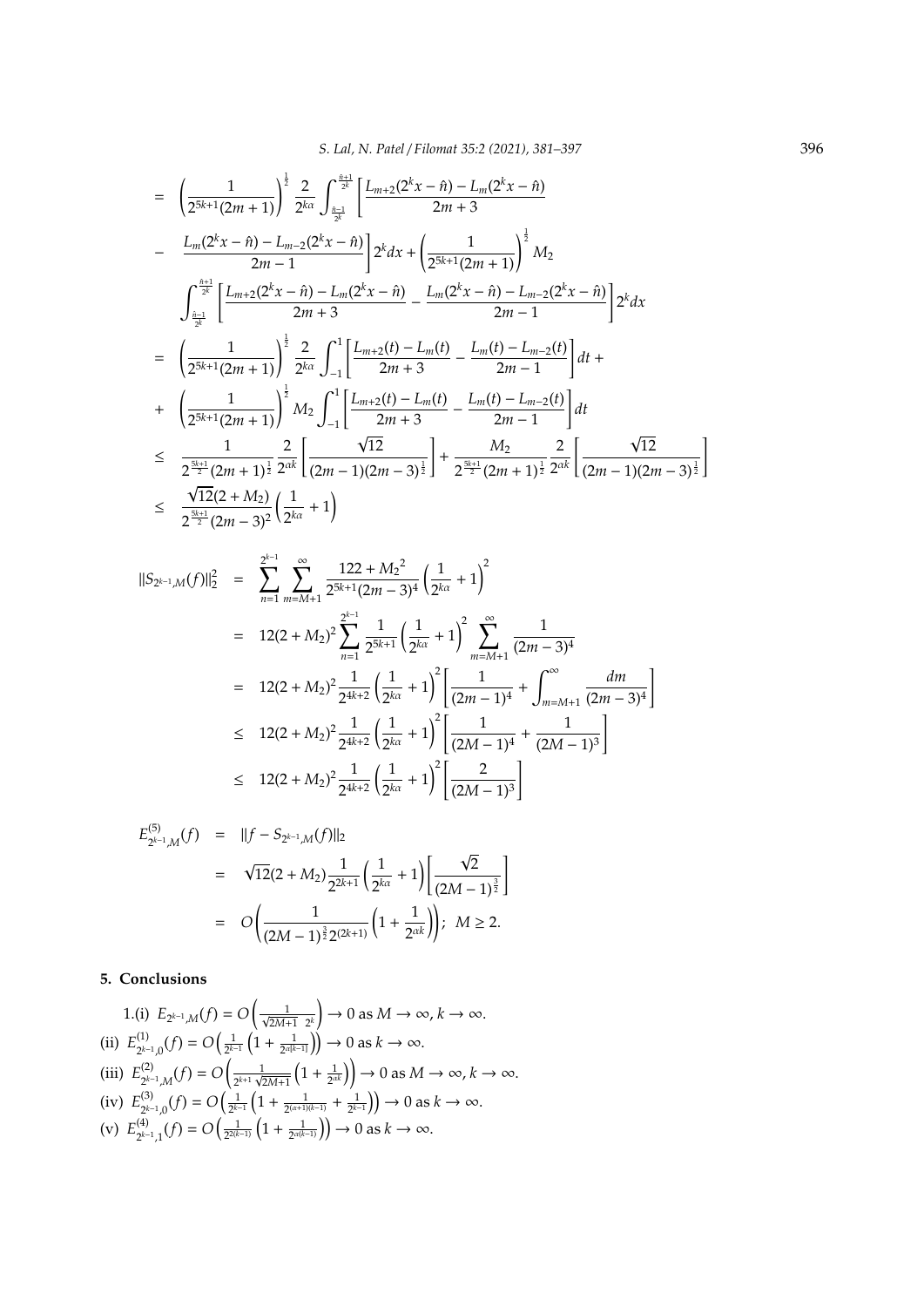$$
\begin{aligned}
&= \left(\frac{1}{2^{5k+1}(2m+1)}\right)^{\frac{1}{2}} \frac{2}{2^{k\alpha}} \int_{\frac{\hat{n}-1}{2^k}}^{\frac{\hat{n}+1}{2^k}} \left[\frac{L_{m+2}(2^k x-\hat{n})-L_m(2^k x-\hat{n})}{2m+3}\right. \\
&- \left.\frac{L_m(2^k x-\hat{n})-L_{m-2}(2^k x-\hat{n})}{2m-1}\right] 2^k dx + \left(\frac{1}{2^{5k+1}(2m+1)}\right)^{\frac{1}{2}} M_2 \\
&\int_{\frac{\hat{n}-1}{2^k}}^{\frac{\hat{n}+1}{2^k}} \left[\frac{L_{m+2}(2^k x-\hat{n})-L_m(2^k x-\hat{n})}{2m+3} - \frac{L_m(2^k x-\hat{n})-L_{m-2}(2^k x-\hat{n})}{2m-1}\right] 2^k dx \\
&= \left(\frac{1}{2^{5k+1}(2m+1)}\right)^{\frac{1}{2}} \frac{2}{2^{k\alpha}} \int_{-1}^{1} \left[\frac{L_{m+2}(t)-L_m(t)}{2m+3} - \frac{L_m(t)-L_{m-2}(t)}{2m-1}\right] dt + \\
&+ \left(\frac{1}{2^{5k+1}(2m+1)}\right)^{\frac{1}{2}} M_2 \int_{-1}^{1} \left[\frac{L_{m+2}(t)-L_m(t)}{2m+3} - \frac{L_m(t)-L_{m-2}(t)}{2m-1}\right] dt \\
&\leq \frac{1}{2^{\frac{5k+1}{2}}(2m+1)^{\frac{1}{2}}} \frac{2}{2^{\alpha k}} \left[\frac{\sqrt{12}}{(2m-1)(2m-3)^{\frac{1}{2}}}\right] + \frac{M_2}{2^{\frac{5k+1}{2}}(2m+1)^{\frac{1}{2}}} \frac{2}{2^{\alpha k}} \left[\frac{\sqrt{12}}{(2m-1)(2m-3)^{\frac{1}{2}}}\right] \\
&\leq \frac{\sqrt{12}(2+M_2)}{2^{\frac{5k+1}{2}}(2m-3)^2} \left(\frac{1}{2^{k\alpha}}+1\right)
\end{aligned}
$$

$$
\begin{aligned}
\|S_{2^{k-1},M}(f)\|_2^2 &= \sum_{n=1}^{2^{k-1}} \sum_{m=M+1}^{\infty} \frac{122+{M_2}^2}{2^{5k+1}(2m-3)^4} \left(\frac{1}{2^{k\alpha}}+1\right)^2 \\
&= 12(2+M_2)^2 \sum_{n=1}^{2^{k-1}} \frac{1}{2^{5k+1}} \left(\frac{1}{2^{k\alpha}}+1\right)^2 \sum_{m=M+1}^{\infty} \frac{1}{(2m-3)^4} \\
&= 12(2+M_2)^2 \frac{1}{2^{4k+2}} \left(\frac{1}{2^{k\alpha}}+1\right)^2 \left[\frac{1}{(2m-1)^4} + \int_{m=M+1}^{\infty} \frac{dm}{(2m-3)^4}\right] \\
&\leq 12(2+M_2)^2 \frac{1}{2^{4k+2}} \left(\frac{1}{2^{k\alpha}}+1\right)^2 \left[\frac{1}{(2M-1)^4} + \frac{1}{(2M-1)^3}\right] \\
&\leq 12(2+M_2)^2 \frac{1}{2^{4k+2}} \left(\frac{1}{2^{k\alpha}}+1\right)^2 \left[\frac{2}{(2M-1)^3}\right]
\end{aligned}
$$

$$
\begin{aligned}
E^{(5)}_{2^{k-1},M}(f) &= \|f - S_{2^{k-1},M}(f)\|_2 \\
&= \sqrt{12}(2+M_2) \frac{1}{2^{2k+1}} \left(\frac{1}{2^{k\alpha}}+1\right) \left[\frac{\sqrt{2}}{(2M-1)^{\frac{3}{2}}}\right] \\
&= O\left(\frac{1}{(2M-1)^{\frac{3}{2}} 2^{(2k+1)}} \left(1+\frac{1}{2^{\alpha k}}\right)\right); \;\; M \geq 2.
\end{aligned}
$$

## 5. Conclusions

1.(i) $E_{2^{k-1},M}(f) = O\left(\frac{1}{\sqrt{2M+1}\;\; 2^k}\right) \to 0$ as $M \to \infty$, $k \to \infty$.

(ii) $E^{(1)}_{2^{k-1},0}(f) = O\left(\frac{1}{2^{k-1}}\left(1+\frac{1}{2^{\alpha(k-1)}}\right)\right) \to 0$ as $k \to \infty$.

(iii) $E^{(2)}_{2^{k-1},M}(f) = O\left(\frac{1}{2^{k+1}\sqrt{2M+1}}\left(1+\frac{1}{2^{\alpha k}}\right)\right) \to 0$ as $M \to \infty$, $k \to \infty$.

(iv) $E^{(3)}_{2^{k-1},0}(f) = O\left(\frac{1}{2^{k-1}}\left(1+\frac{1}{2^{(\alpha+1)(k-1)}}+\frac{1}{2^{k-1}}\right)\right) \to 0$ as $k \to \infty$.

(v) $E^{(4)}_{2^{k-1},1}(f) = O\left(\frac{1}{2^{2(k-1)}}\left(1+\frac{1}{2^{\alpha(k-1)}}\right)\right) \to 0$ as $k \to \infty$.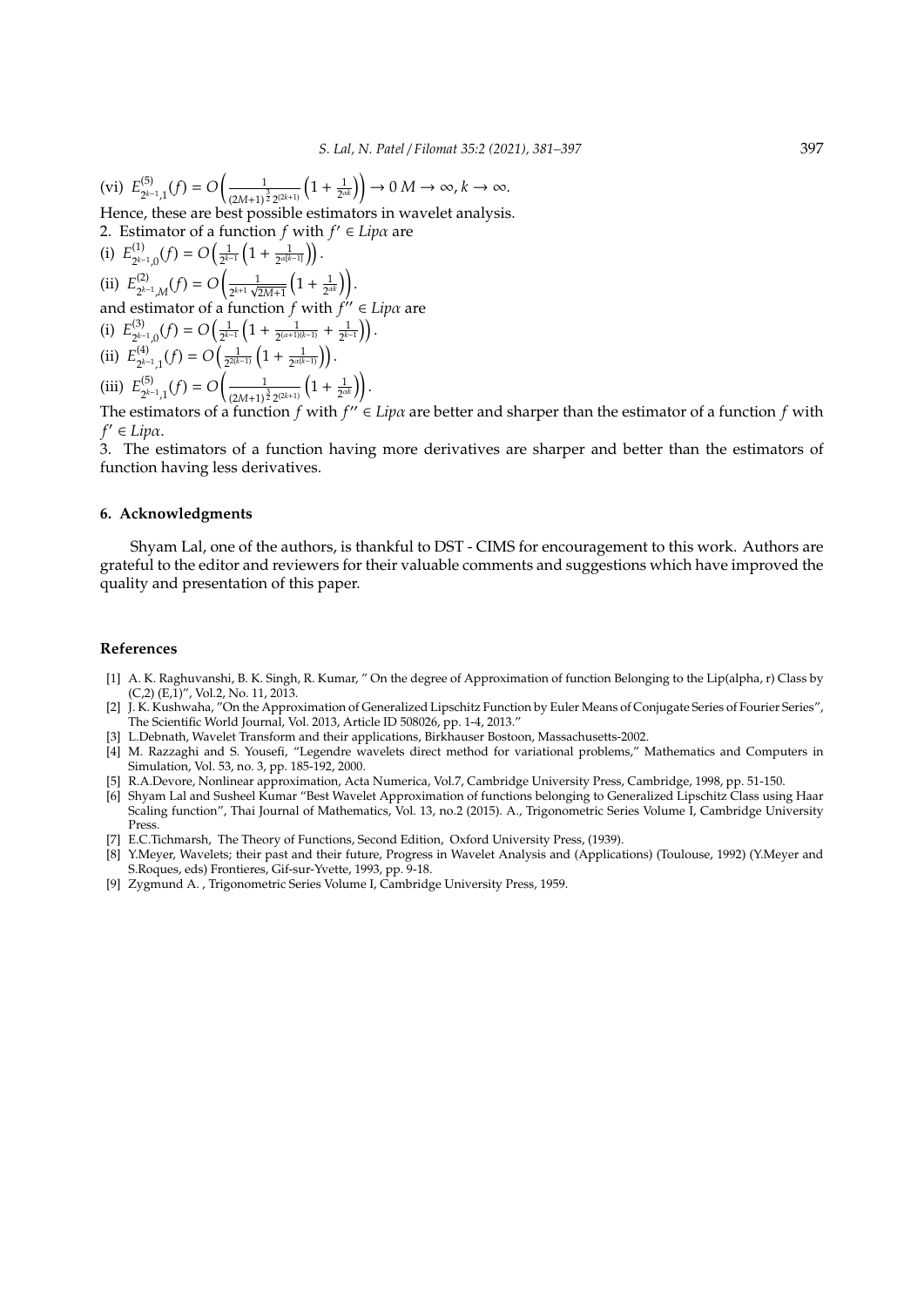(vi) $E^{(5)}_{2^{k-1},1}(f) = O\Big(\frac{1}{(2M+1)^{\frac{3}{2}}2^{(2k+1)}}\Big(1+\frac{1}{2^{\alpha k}}\Big)\Big) \to 0\ M \to \infty, k \to \infty.$

Hence, these are best possible estimators in wavelet analysis.

2. Estimator of a function $f$ with $f' \in Lip\alpha$ are

(i) $E^{(1)}_{2^{k-1},0}(f) = O\Big(\frac{1}{2^{k-1}}\Big(1+\frac{1}{2^{\alpha[k-1]}}\Big)\Big).$

(ii) $E^{(2)}_{2^{k-1},M}(f) = O\Big(\frac{1}{2^{k+1}\sqrt{2M+1}}\Big(1+\frac{1}{2^{\alpha k}}\Big)\Big).$

and estimator of a function $f$ with $f'' \in Lip\alpha$ are

(i) $E^{(3)}_{2^{k-1},0}(f) = O\Big(\frac{1}{2^{k-1}}\Big(1+\frac{1}{2^{(\alpha+1)(k-1)}}+\frac{1}{2^{k-1}}\Big)\Big).$

(ii) $E^{(4)}_{2^{k-1},1}(f) = O\Big(\frac{1}{2^{2(k-1)}}\Big(1+\frac{1}{2^{\alpha(k-1)}}\Big)\Big).$

(iii) $E^{(5)}_{2^{k-1},1}(f) = O\Big(\frac{1}{(2M+1)^{\frac{3}{2}}2^{(2k+1)}}\Big(1+\frac{1}{2^{\alpha k}}\Big)\Big).$

The estimators of a function $f$ with $f'' \in Lip\alpha$ are better and sharper than the estimator of a function $f$ with $f' \in Lip\alpha$.

3. The estimators of a function having more derivatives are sharper and better than the estimators of function having less derivatives.

## 6. Acknowledgments

Shyam Lal, one of the authors, is thankful to DST - CIMS for encouragement to this work. Authors are grateful to the editor and reviewers for their valuable comments and suggestions which have improved the quality and presentation of this paper.

## References

[1] A. K. Raghuvanshi, B. K. Singh, R. Kumar, " On the degree of Approximation of function Belonging to the Lip(alpha, r) Class by (C,2) (E,1)", Vol.2, No. 11, 2013.

[2] J. K. Kushwaha, "On the Approximation of Generalized Lipschitz Function by Euler Means of Conjugate Series of Fourier Series", The Scientific World Journal, Vol. 2013, Article ID 508026, pp. 1-4, 2013."

[3] L.Debnath, Wavelet Transform and their applications, Birkhauser Bostoon, Massachusetts-2002.

[4] M. Razzaghi and S. Yousefi, "Legendre wavelets direct method for variational problems," Mathematics and Computers in Simulation, Vol. 53, no. 3, pp. 185-192, 2000.

[5] R.A.Devore, Nonlinear approximation, Acta Numerica, Vol.7, Cambridge University Press, Cambridge, 1998, pp. 51-150.

[6] Shyam Lal and Susheel Kumar "Best Wavelet Approximation of functions belonging to Generalized Lipschitz Class using Haar Scaling function", Thai Journal of Mathematics, Vol. 13, no.2 (2015). A., Trigonometric Series Volume I, Cambridge University Press.

[7] E.C.Tichmarsh, The Theory of Functions, Second Edition, Oxford University Press, (1939).

[8] Y.Meyer, Wavelets; their past and their future, Progress in Wavelet Analysis and (Applications) (Toulouse, 1992) (Y.Meyer and S.Roques, eds) Frontieres, Gif-sur-Yvette, 1993, pp. 9-18.

[9] Zygmund A. , Trigonometric Series Volume I, Cambridge University Press, 1959.